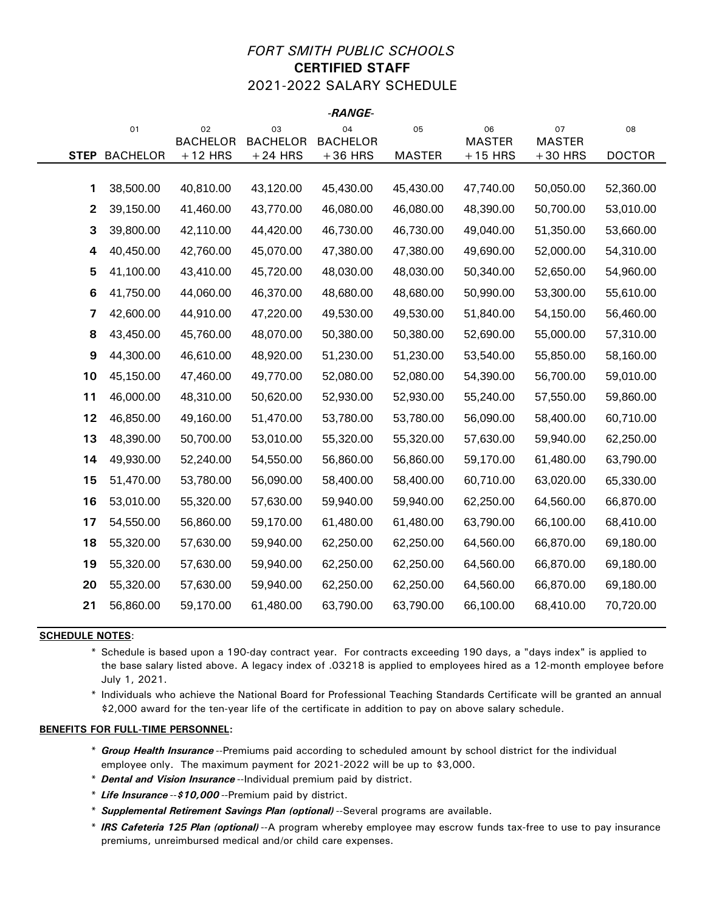# *FORT SMITH PUBLIC SCHOOLS*
## **CERTIFIED STAFF**
## 2021-2022 SALARY SCHEDULE

*-RANGE-*

| STEP | 01<br>BACHELOR | 02<br>BACHELOR<br>+12 HRS | 03<br>BACHELOR<br>+24 HRS | 04<br>BACHELOR<br>+36 HRS | 05<br>MASTER | 06<br>MASTER<br>+15 HRS | 07<br>MASTER<br>+30 HRS | 08<br>DOCTOR |
|---|---|---|---|---|---|---|---|---|
| **1** | 38,500.00 | 40,810.00 | 43,120.00 | 45,430.00 | 45,430.00 | 47,740.00 | 50,050.00 | 52,360.00 |
| **2** | 39,150.00 | 41,460.00 | 43,770.00 | 46,080.00 | 46,080.00 | 48,390.00 | 50,700.00 | 53,010.00 |
| **3** | 39,800.00 | 42,110.00 | 44,420.00 | 46,730.00 | 46,730.00 | 49,040.00 | 51,350.00 | 53,660.00 |
| **4** | 40,450.00 | 42,760.00 | 45,070.00 | 47,380.00 | 47,380.00 | 49,690.00 | 52,000.00 | 54,310.00 |
| **5** | 41,100.00 | 43,410.00 | 45,720.00 | 48,030.00 | 48,030.00 | 50,340.00 | 52,650.00 | 54,960.00 |
| **6** | 41,750.00 | 44,060.00 | 46,370.00 | 48,680.00 | 48,680.00 | 50,990.00 | 53,300.00 | 55,610.00 |
| **7** | 42,600.00 | 44,910.00 | 47,220.00 | 49,530.00 | 49,530.00 | 51,840.00 | 54,150.00 | 56,460.00 |
| **8** | 43,450.00 | 45,760.00 | 48,070.00 | 50,380.00 | 50,380.00 | 52,690.00 | 55,000.00 | 57,310.00 |
| **9** | 44,300.00 | 46,610.00 | 48,920.00 | 51,230.00 | 51,230.00 | 53,540.00 | 55,850.00 | 58,160.00 |
| **10** | 45,150.00 | 47,460.00 | 49,770.00 | 52,080.00 | 52,080.00 | 54,390.00 | 56,700.00 | 59,010.00 |
| **11** | 46,000.00 | 48,310.00 | 50,620.00 | 52,930.00 | 52,930.00 | 55,240.00 | 57,550.00 | 59,860.00 |
| **12** | 46,850.00 | 49,160.00 | 51,470.00 | 53,780.00 | 53,780.00 | 56,090.00 | 58,400.00 | 60,710.00 |
| **13** | 48,390.00 | 50,700.00 | 53,010.00 | 55,320.00 | 55,320.00 | 57,630.00 | 59,940.00 | 62,250.00 |
| **14** | 49,930.00 | 52,240.00 | 54,550.00 | 56,860.00 | 56,860.00 | 59,170.00 | 61,480.00 | 63,790.00 |
| **15** | 51,470.00 | 53,780.00 | 56,090.00 | 58,400.00 | 58,400.00 | 60,710.00 | 63,020.00 | 65,330.00 |
| **16** | 53,010.00 | 55,320.00 | 57,630.00 | 59,940.00 | 59,940.00 | 62,250.00 | 64,560.00 | 66,870.00 |
| **17** | 54,550.00 | 56,860.00 | 59,170.00 | 61,480.00 | 61,480.00 | 63,790.00 | 66,100.00 | 68,410.00 |
| **18** | 55,320.00 | 57,630.00 | 59,940.00 | 62,250.00 | 62,250.00 | 64,560.00 | 66,870.00 | 69,180.00 |
| **19** | 55,320.00 | 57,630.00 | 59,940.00 | 62,250.00 | 62,250.00 | 64,560.00 | 66,870.00 | 69,180.00 |
| **20** | 55,320.00 | 57,630.00 | 59,940.00 | 62,250.00 | 62,250.00 | 64,560.00 | 66,870.00 | 69,180.00 |
| **21** | 56,860.00 | 59,170.00 | 61,480.00 | 63,790.00 | 63,790.00 | 66,100.00 | 68,410.00 | 70,720.00 |

**SCHEDULE NOTES**:

* Schedule is based upon a 190-day contract year. For contracts exceeding 190 days, a "days index" is applied to the base salary listed above. A legacy index of .03218 is applied to employees hired as a 12-month employee before July 1, 2021.
* Individuals who achieve the National Board for Professional Teaching Standards Certificate will be granted an annual $2,000 award for the ten-year life of the certificate in addition to pay on above salary schedule.

**BENEFITS FOR FULL-TIME PERSONNEL:**

* ***Group Health Insurance*** --Premiums paid according to scheduled amount by school district for the individual employee only. The maximum payment for 2021-2022 will be up to $3,000.
* ***Dental and Vision Insurance*** --Individual premium paid by district.
* ***Life Insurance --$10,000*** --Premium paid by district.
* ***Supplemental Retirement Savings Plan (optional)*** --Several programs are available.
* ***IRS Cafeteria 125 Plan (optional)*** --A program whereby employee may escrow funds tax-free to use to pay insurance premiums, unreimbursed medical and/or child care expenses.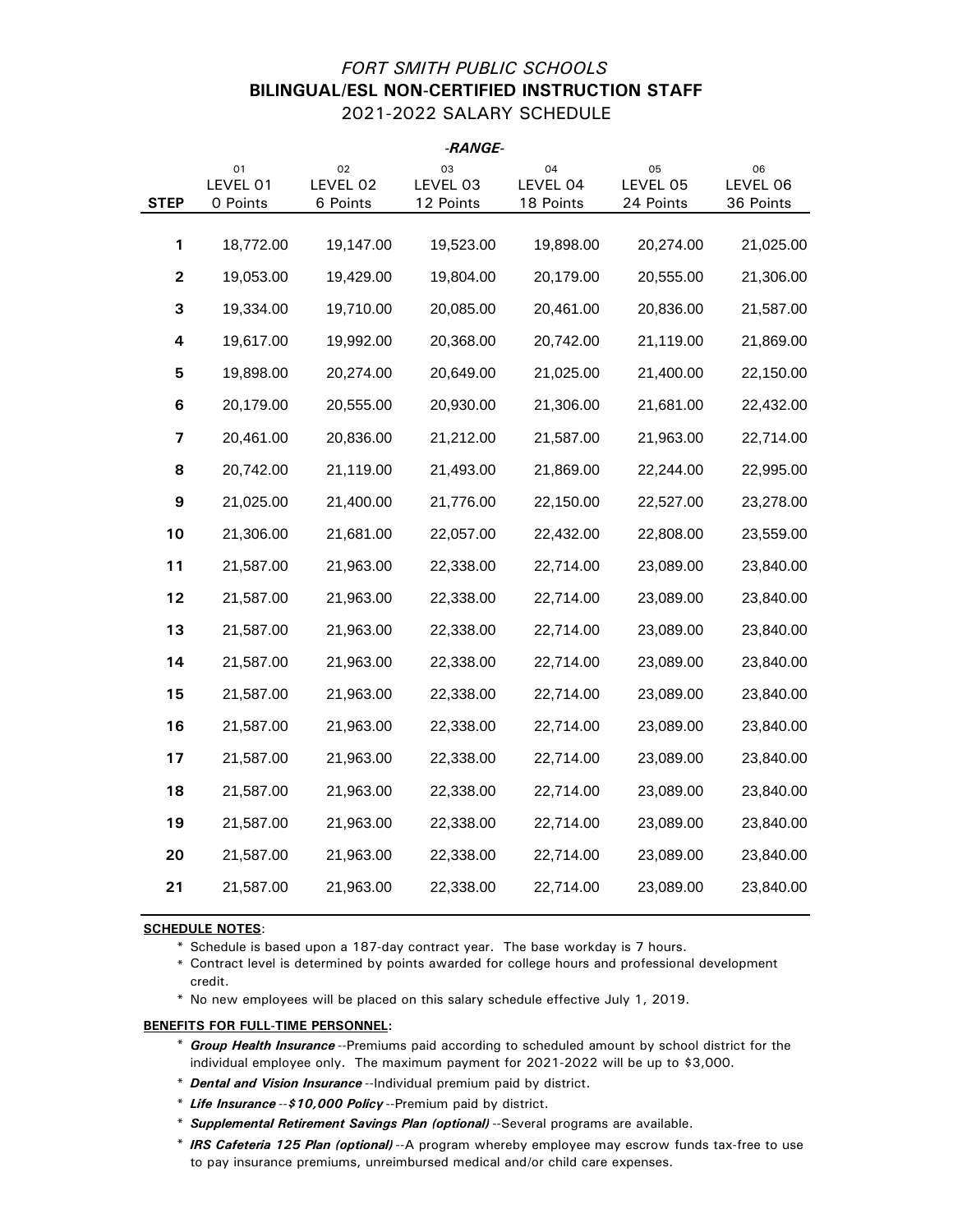*FORT SMITH PUBLIC SCHOOLS*

**BILINGUAL/ESL NON-CERTIFIED INSTRUCTION STAFF**

2021-2022 SALARY SCHEDULE

| | ***-RANGE-*** | | | | | |
|---|---|---|---|---|---|---|
| **STEP** | 01 LEVEL 01 0 Points | 02 LEVEL 02 6 Points | 03 LEVEL 03 12 Points | 04 LEVEL 04 18 Points | 05 LEVEL 05 24 Points | 06 LEVEL 06 36 Points |
| **1** | 18,772.00 | 19,147.00 | 19,523.00 | 19,898.00 | 20,274.00 | 21,025.00 |
| **2** | 19,053.00 | 19,429.00 | 19,804.00 | 20,179.00 | 20,555.00 | 21,306.00 |
| **3** | 19,334.00 | 19,710.00 | 20,085.00 | 20,461.00 | 20,836.00 | 21,587.00 |
| **4** | 19,617.00 | 19,992.00 | 20,368.00 | 20,742.00 | 21,119.00 | 21,869.00 |
| **5** | 19,898.00 | 20,274.00 | 20,649.00 | 21,025.00 | 21,400.00 | 22,150.00 |
| **6** | 20,179.00 | 20,555.00 | 20,930.00 | 21,306.00 | 21,681.00 | 22,432.00 |
| **7** | 20,461.00 | 20,836.00 | 21,212.00 | 21,587.00 | 21,963.00 | 22,714.00 |
| **8** | 20,742.00 | 21,119.00 | 21,493.00 | 21,869.00 | 22,244.00 | 22,995.00 |
| **9** | 21,025.00 | 21,400.00 | 21,776.00 | 22,150.00 | 22,527.00 | 23,278.00 |
| **10** | 21,306.00 | 21,681.00 | 22,057.00 | 22,432.00 | 22,808.00 | 23,559.00 |
| **11** | 21,587.00 | 21,963.00 | 22,338.00 | 22,714.00 | 23,089.00 | 23,840.00 |
| **12** | 21,587.00 | 21,963.00 | 22,338.00 | 22,714.00 | 23,089.00 | 23,840.00 |
| **13** | 21,587.00 | 21,963.00 | 22,338.00 | 22,714.00 | 23,089.00 | 23,840.00 |
| **14** | 21,587.00 | 21,963.00 | 22,338.00 | 22,714.00 | 23,089.00 | 23,840.00 |
| **15** | 21,587.00 | 21,963.00 | 22,338.00 | 22,714.00 | 23,089.00 | 23,840.00 |
| **16** | 21,587.00 | 21,963.00 | 22,338.00 | 22,714.00 | 23,089.00 | 23,840.00 |
| **17** | 21,587.00 | 21,963.00 | 22,338.00 | 22,714.00 | 23,089.00 | 23,840.00 |
| **18** | 21,587.00 | 21,963.00 | 22,338.00 | 22,714.00 | 23,089.00 | 23,840.00 |
| **19** | 21,587.00 | 21,963.00 | 22,338.00 | 22,714.00 | 23,089.00 | 23,840.00 |
| **20** | 21,587.00 | 21,963.00 | 22,338.00 | 22,714.00 | 23,089.00 | 23,840.00 |
| **21** | 21,587.00 | 21,963.00 | 22,338.00 | 22,714.00 | 23,089.00 | 23,840.00 |

**SCHEDULE NOTES**:

* Schedule is based upon a 187-day contract year. The base workday is 7 hours.
* Contract level is determined by points awarded for college hours and professional development credit.
* No new employees will be placed on this salary schedule effective July 1, 2019.

**BENEFITS FOR FULL-TIME PERSONNEL:**

* ***Group Health Insurance*** --Premiums paid according to scheduled amount by school district for the individual employee only. The maximum payment for 2021-2022 will be up to $3,000.
* ***Dental and Vision Insurance*** --Individual premium paid by district.
* ***Life Insurance --$10,000 Policy*** --Premium paid by district.
* ***Supplemental Retirement Savings Plan (optional)*** --Several programs are available.
* ***IRS Cafeteria 125 Plan (optional)*** --A program whereby employee may escrow funds tax-free to use to pay insurance premiums, unreimbursed medical and/or child care expenses.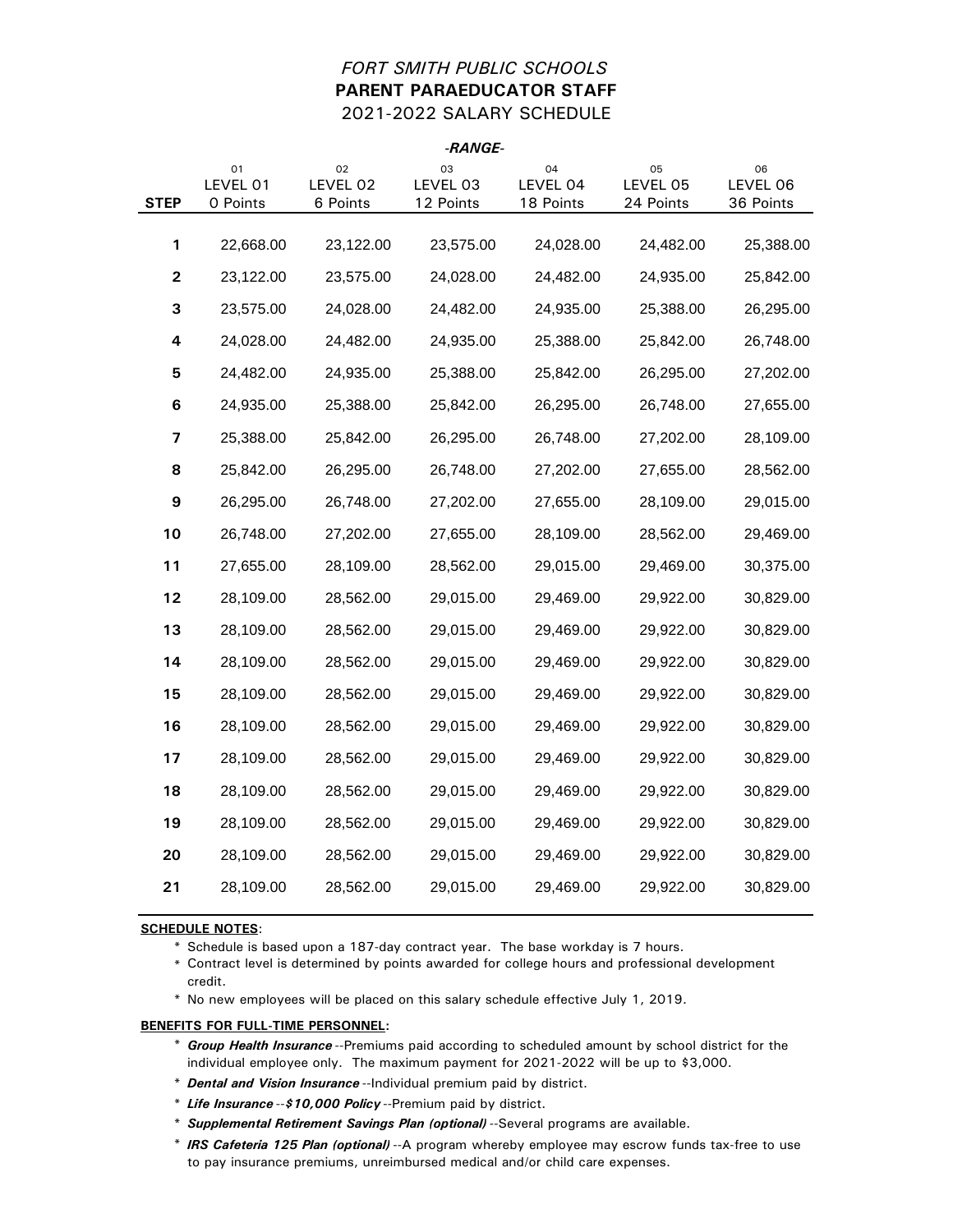*FORT SMITH PUBLIC SCHOOLS*

**PARENT PARAEDUCATOR STAFF**

2021-2022 SALARY SCHEDULE

| | -RANGE- | | | | | |
|---|---|---|---|---|---|---|
| | 01 | 02 | 03 | 04 | 05 | 06 |
| **STEP** | LEVEL 01 0 Points | LEVEL 02 6 Points | LEVEL 03 12 Points | LEVEL 04 18 Points | LEVEL 05 24 Points | LEVEL 06 36 Points |
| **1** | 22,668.00 | 23,122.00 | 23,575.00 | 24,028.00 | 24,482.00 | 25,388.00 |
| **2** | 23,122.00 | 23,575.00 | 24,028.00 | 24,482.00 | 24,935.00 | 25,842.00 |
| **3** | 23,575.00 | 24,028.00 | 24,482.00 | 24,935.00 | 25,388.00 | 26,295.00 |
| **4** | 24,028.00 | 24,482.00 | 24,935.00 | 25,388.00 | 25,842.00 | 26,748.00 |
| **5** | 24,482.00 | 24,935.00 | 25,388.00 | 25,842.00 | 26,295.00 | 27,202.00 |
| **6** | 24,935.00 | 25,388.00 | 25,842.00 | 26,295.00 | 26,748.00 | 27,655.00 |
| **7** | 25,388.00 | 25,842.00 | 26,295.00 | 26,748.00 | 27,202.00 | 28,109.00 |
| **8** | 25,842.00 | 26,295.00 | 26,748.00 | 27,202.00 | 27,655.00 | 28,562.00 |
| **9** | 26,295.00 | 26,748.00 | 27,202.00 | 27,655.00 | 28,109.00 | 29,015.00 |
| **10** | 26,748.00 | 27,202.00 | 27,655.00 | 28,109.00 | 28,562.00 | 29,469.00 |
| **11** | 27,655.00 | 28,109.00 | 28,562.00 | 29,015.00 | 29,469.00 | 30,375.00 |
| **12** | 28,109.00 | 28,562.00 | 29,015.00 | 29,469.00 | 29,922.00 | 30,829.00 |
| **13** | 28,109.00 | 28,562.00 | 29,015.00 | 29,469.00 | 29,922.00 | 30,829.00 |
| **14** | 28,109.00 | 28,562.00 | 29,015.00 | 29,469.00 | 29,922.00 | 30,829.00 |
| **15** | 28,109.00 | 28,562.00 | 29,015.00 | 29,469.00 | 29,922.00 | 30,829.00 |
| **16** | 28,109.00 | 28,562.00 | 29,015.00 | 29,469.00 | 29,922.00 | 30,829.00 |
| **17** | 28,109.00 | 28,562.00 | 29,015.00 | 29,469.00 | 29,922.00 | 30,829.00 |
| **18** | 28,109.00 | 28,562.00 | 29,015.00 | 29,469.00 | 29,922.00 | 30,829.00 |
| **19** | 28,109.00 | 28,562.00 | 29,015.00 | 29,469.00 | 29,922.00 | 30,829.00 |
| **20** | 28,109.00 | 28,562.00 | 29,015.00 | 29,469.00 | 29,922.00 | 30,829.00 |
| **21** | 28,109.00 | 28,562.00 | 29,015.00 | 29,469.00 | 29,922.00 | 30,829.00 |

**SCHEDULE NOTES**:

* Schedule is based upon a 187-day contract year. The base workday is 7 hours.
* Contract level is determined by points awarded for college hours and professional development credit.
* No new employees will be placed on this salary schedule effective July 1, 2019.

**BENEFITS FOR FULL-TIME PERSONNEL:**

* ***Group Health Insurance*** --Premiums paid according to scheduled amount by school district for the individual employee only. The maximum payment for 2021-2022 will be up to $3,000.
* ***Dental and Vision Insurance*** --Individual premium paid by district.
* ***Life Insurance --$10,000 Policy*** --Premium paid by district.
* ***Supplemental Retirement Savings Plan (optional)*** --Several programs are available.
* ***IRS Cafeteria 125 Plan (optional)*** --A program whereby employee may escrow funds tax-free to use to pay insurance premiums, unreimbursed medical and/or child care expenses.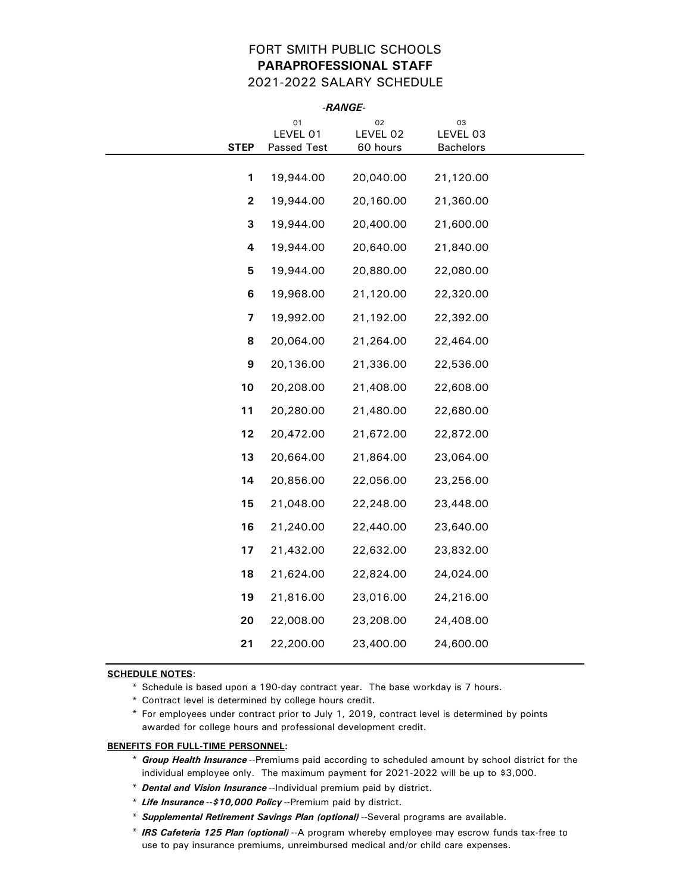# FORT SMITH PUBLIC SCHOOLS

## PARAPROFESSIONAL STAFF

## 2021-2022 SALARY SCHEDULE

| | *-RANGE-* | | |
|---|---|---|---|
| | 01 | 02 | 03 |
| | LEVEL 01 | LEVEL 02 | LEVEL 03 |
| **STEP** | Passed Test | 60 hours | Bachelors |
| **1** | 19,944.00 | 20,040.00 | 21,120.00 |
| **2** | 19,944.00 | 20,160.00 | 21,360.00 |
| **3** | 19,944.00 | 20,400.00 | 21,600.00 |
| **4** | 19,944.00 | 20,640.00 | 21,840.00 |
| **5** | 19,944.00 | 20,880.00 | 22,080.00 |
| **6** | 19,968.00 | 21,120.00 | 22,320.00 |
| **7** | 19,992.00 | 21,192.00 | 22,392.00 |
| **8** | 20,064.00 | 21,264.00 | 22,464.00 |
| **9** | 20,136.00 | 21,336.00 | 22,536.00 |
| **10** | 20,208.00 | 21,408.00 | 22,608.00 |
| **11** | 20,280.00 | 21,480.00 | 22,680.00 |
| **12** | 20,472.00 | 21,672.00 | 22,872.00 |
| **13** | 20,664.00 | 21,864.00 | 23,064.00 |
| **14** | 20,856.00 | 22,056.00 | 23,256.00 |
| **15** | 21,048.00 | 22,248.00 | 23,448.00 |
| **16** | 21,240.00 | 22,440.00 | 23,640.00 |
| **17** | 21,432.00 | 22,632.00 | 23,832.00 |
| **18** | 21,624.00 | 22,824.00 | 24,024.00 |
| **19** | 21,816.00 | 23,016.00 | 24,216.00 |
| **20** | 22,008.00 | 23,208.00 | 24,408.00 |
| **21** | 22,200.00 | 23,400.00 | 24,600.00 |

**SCHEDULE NOTES**:

* Schedule is based upon a 190-day contract year. The base workday is 7 hours.
* Contract level is determined by college hours credit.
* For employees under contract prior to July 1, 2019, contract level is determined by points awarded for college hours and professional development credit.

**BENEFITS FOR FULL-TIME PERSONNEL:**

* ***Group Health Insurance*** --Premiums paid according to scheduled amount by school district for the individual employee only. The maximum payment for 2021-2022 will be up to $3,000.
* ***Dental and Vision Insurance*** --Individual premium paid by district.
* ***Life Insurance --$10,000 Policy*** --Premium paid by district.
* ***Supplemental Retirement Savings Plan (optional)*** --Several programs are available.
* ***IRS Cafeteria 125 Plan (optional)*** --A program whereby employee may escrow funds tax-free to use to pay insurance premiums, unreimbursed medical and/or child care expenses.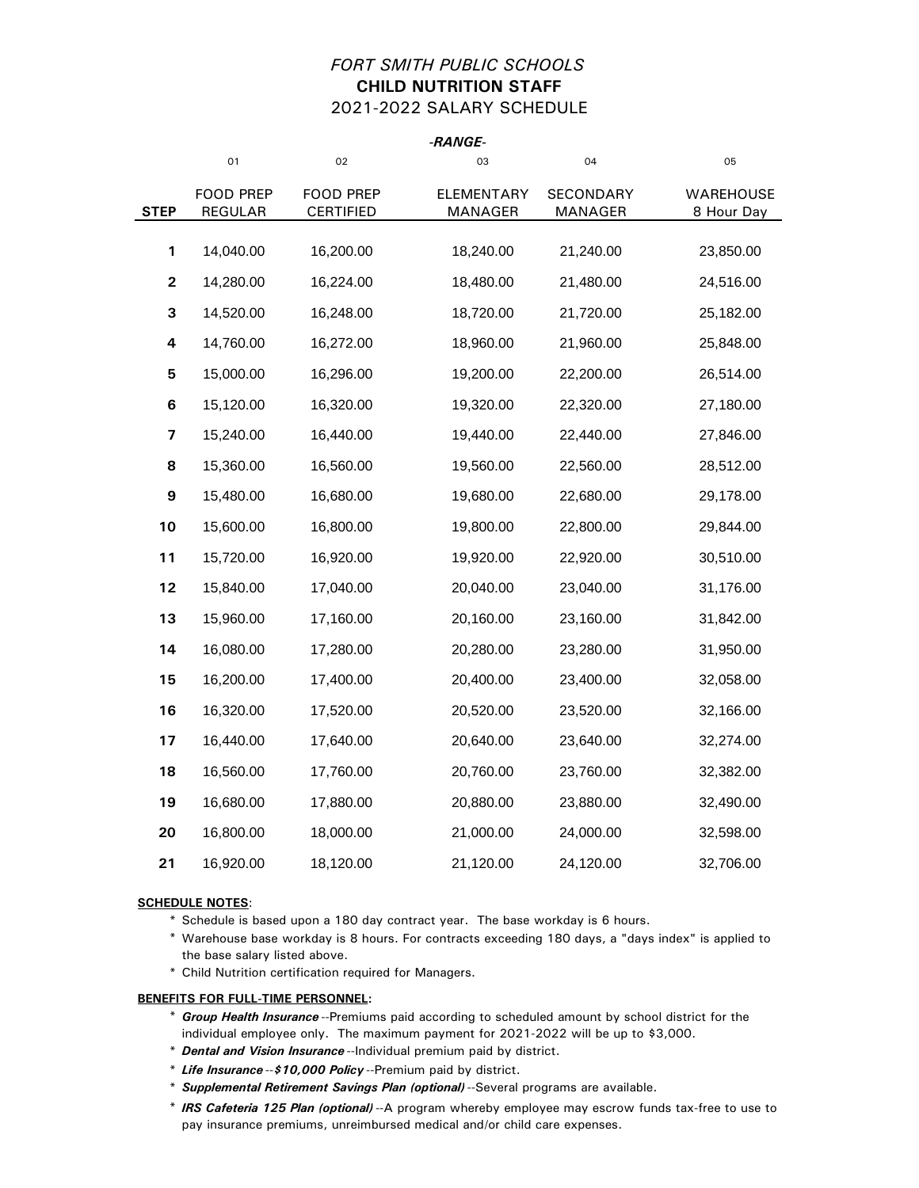# *FORT SMITH PUBLIC SCHOOLS*

## CHILD NUTRITION STAFF

## 2021-2022 SALARY SCHEDULE

| | *-RANGE-* | | | | |
|---|---|---|---|---|---|
| | 01 | 02 | 03 | 04 | 05 |
| **STEP** | FOOD PREP REGULAR | FOOD PREP CERTIFIED | ELEMENTARY MANAGER | SECONDARY MANAGER | WAREHOUSE 8 Hour Day |
| **1** | 14,040.00 | 16,200.00 | 18,240.00 | 21,240.00 | 23,850.00 |
| **2** | 14,280.00 | 16,224.00 | 18,480.00 | 21,480.00 | 24,516.00 |
| **3** | 14,520.00 | 16,248.00 | 18,720.00 | 21,720.00 | 25,182.00 |
| **4** | 14,760.00 | 16,272.00 | 18,960.00 | 21,960.00 | 25,848.00 |
| **5** | 15,000.00 | 16,296.00 | 19,200.00 | 22,200.00 | 26,514.00 |
| **6** | 15,120.00 | 16,320.00 | 19,320.00 | 22,320.00 | 27,180.00 |
| **7** | 15,240.00 | 16,440.00 | 19,440.00 | 22,440.00 | 27,846.00 |
| **8** | 15,360.00 | 16,560.00 | 19,560.00 | 22,560.00 | 28,512.00 |
| **9** | 15,480.00 | 16,680.00 | 19,680.00 | 22,680.00 | 29,178.00 |
| **10** | 15,600.00 | 16,800.00 | 19,800.00 | 22,800.00 | 29,844.00 |
| **11** | 15,720.00 | 16,920.00 | 19,920.00 | 22,920.00 | 30,510.00 |
| **12** | 15,840.00 | 17,040.00 | 20,040.00 | 23,040.00 | 31,176.00 |
| **13** | 15,960.00 | 17,160.00 | 20,160.00 | 23,160.00 | 31,842.00 |
| **14** | 16,080.00 | 17,280.00 | 20,280.00 | 23,280.00 | 31,950.00 |
| **15** | 16,200.00 | 17,400.00 | 20,400.00 | 23,400.00 | 32,058.00 |
| **16** | 16,320.00 | 17,520.00 | 20,520.00 | 23,520.00 | 32,166.00 |
| **17** | 16,440.00 | 17,640.00 | 20,640.00 | 23,640.00 | 32,274.00 |
| **18** | 16,560.00 | 17,760.00 | 20,760.00 | 23,760.00 | 32,382.00 |
| **19** | 16,680.00 | 17,880.00 | 20,880.00 | 23,880.00 | 32,490.00 |
| **20** | 16,800.00 | 18,000.00 | 21,000.00 | 24,000.00 | 32,598.00 |
| **21** | 16,920.00 | 18,120.00 | 21,120.00 | 24,120.00 | 32,706.00 |

**SCHEDULE NOTES**:

* Schedule is based upon a 180 day contract year. The base workday is 6 hours.
* Warehouse base workday is 8 hours. For contracts exceeding 180 days, a "days index" is applied to the base salary listed above.
* Child Nutrition certification required for Managers.

**BENEFITS FOR FULL-TIME PERSONNEL:**

* ***Group Health Insurance*** --Premiums paid according to scheduled amount by school district for the individual employee only. The maximum payment for 2021-2022 will be up to $3,000.
* ***Dental and Vision Insurance*** --Individual premium paid by district.
* ***Life Insurance --$10,000 Policy*** --Premium paid by district.
* ***Supplemental Retirement Savings Plan (optional)*** --Several programs are available.
* ***IRS Cafeteria 125 Plan (optional)*** --A program whereby employee may escrow funds tax-free to use to pay insurance premiums, unreimbursed medical and/or child care expenses.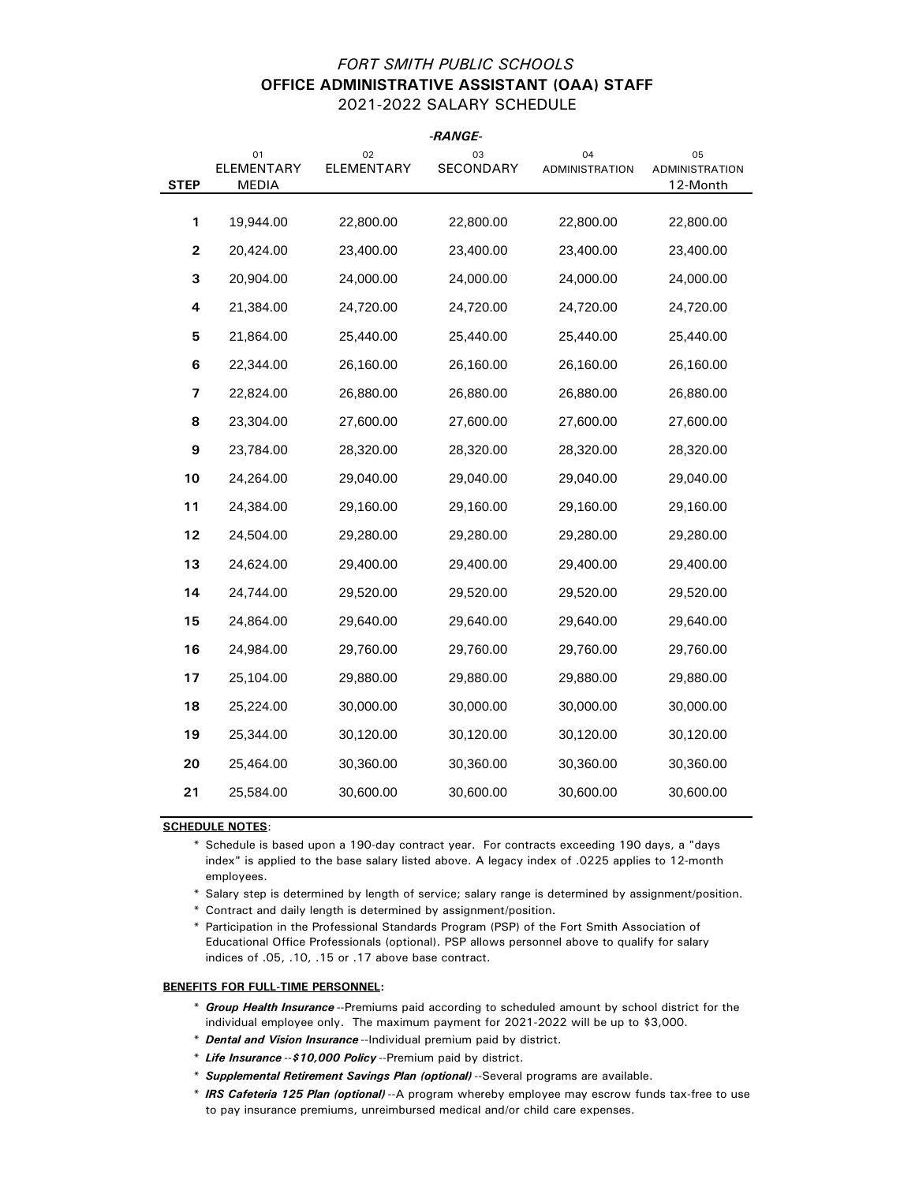*FORT SMITH PUBLIC SCHOOLS*

# OFFICE ADMINISTRATIVE ASSISTANT (OAA) STAFF

## 2021-2022 SALARY SCHEDULE

| | *-RANGE-* | | | | |
|---|---|---|---|---|---|
| **STEP** | 01 ELEMENTARY MEDIA | 02 ELEMENTARY | 03 SECONDARY | 04 ADMINISTRATION | 05 ADMINISTRATION 12-Month |
| **1** | 19,944.00 | 22,800.00 | 22,800.00 | 22,800.00 | 22,800.00 |
| **2** | 20,424.00 | 23,400.00 | 23,400.00 | 23,400.00 | 23,400.00 |
| **3** | 20,904.00 | 24,000.00 | 24,000.00 | 24,000.00 | 24,000.00 |
| **4** | 21,384.00 | 24,720.00 | 24,720.00 | 24,720.00 | 24,720.00 |
| **5** | 21,864.00 | 25,440.00 | 25,440.00 | 25,440.00 | 25,440.00 |
| **6** | 22,344.00 | 26,160.00 | 26,160.00 | 26,160.00 | 26,160.00 |
| **7** | 22,824.00 | 26,880.00 | 26,880.00 | 26,880.00 | 26,880.00 |
| **8** | 23,304.00 | 27,600.00 | 27,600.00 | 27,600.00 | 27,600.00 |
| **9** | 23,784.00 | 28,320.00 | 28,320.00 | 28,320.00 | 28,320.00 |
| **10** | 24,264.00 | 29,040.00 | 29,040.00 | 29,040.00 | 29,040.00 |
| **11** | 24,384.00 | 29,160.00 | 29,160.00 | 29,160.00 | 29,160.00 |
| **12** | 24,504.00 | 29,280.00 | 29,280.00 | 29,280.00 | 29,280.00 |
| **13** | 24,624.00 | 29,400.00 | 29,400.00 | 29,400.00 | 29,400.00 |
| **14** | 24,744.00 | 29,520.00 | 29,520.00 | 29,520.00 | 29,520.00 |
| **15** | 24,864.00 | 29,640.00 | 29,640.00 | 29,640.00 | 29,640.00 |
| **16** | 24,984.00 | 29,760.00 | 29,760.00 | 29,760.00 | 29,760.00 |
| **17** | 25,104.00 | 29,880.00 | 29,880.00 | 29,880.00 | 29,880.00 |
| **18** | 25,224.00 | 30,000.00 | 30,000.00 | 30,000.00 | 30,000.00 |
| **19** | 25,344.00 | 30,120.00 | 30,120.00 | 30,120.00 | 30,120.00 |
| **20** | 25,464.00 | 30,360.00 | 30,360.00 | 30,360.00 | 30,360.00 |
| **21** | 25,584.00 | 30,600.00 | 30,600.00 | 30,600.00 | 30,600.00 |

**SCHEDULE NOTES**:

* Schedule is based upon a 190-day contract year. For contracts exceeding 190 days, a "days index" is applied to the base salary listed above. A legacy index of .0225 applies to 12-month employees.
* Salary step is determined by length of service; salary range is determined by assignment/position.
* Contract and daily length is determined by assignment/position.
* Participation in the Professional Standards Program (PSP) of the Fort Smith Association of Educational Office Professionals (optional). PSP allows personnel above to qualify for salary indices of .05, .10, .15 or .17 above base contract.

**BENEFITS FOR FULL-TIME PERSONNEL:**

* ***Group Health Insurance*** --Premiums paid according to scheduled amount by school district for the individual employee only. The maximum payment for 2021-2022 will be up to $3,000.
* ***Dental and Vision Insurance*** --Individual premium paid by district.
* ***Life Insurance --$10,000 Policy*** --Premium paid by district.
* ***Supplemental Retirement Savings Plan (optional)*** --Several programs are available.
* ***IRS Cafeteria 125 Plan (optional)*** --A program whereby employee may escrow funds tax-free to use to pay insurance premiums, unreimbursed medical and/or child care expenses.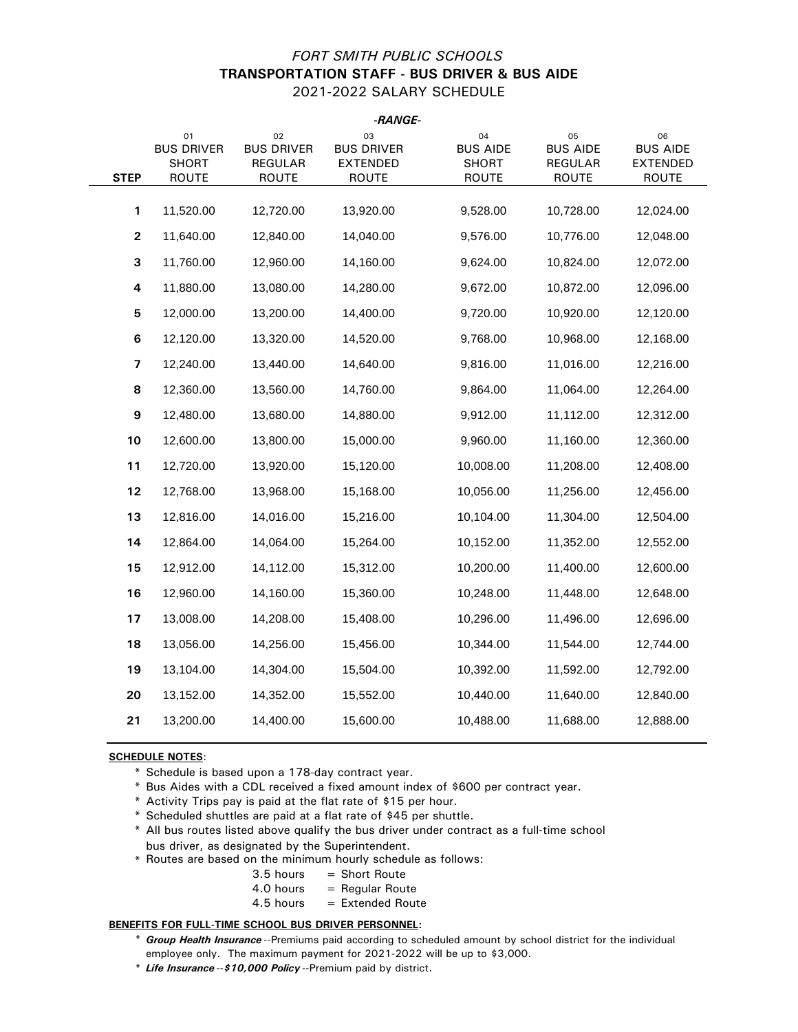*FORT SMITH PUBLIC SCHOOLS*

# TRANSPORTATION STAFF - BUS DRIVER & BUS AIDE

## 2021-2022 SALARY SCHEDULE

| | -*RANGE*- | | | | | |
|---|---|---|---|---|---|---|
| **STEP** | 01 BUS DRIVER SHORT ROUTE | 02 BUS DRIVER REGULAR ROUTE | 03 BUS DRIVER EXTENDED ROUTE | 04 BUS AIDE SHORT ROUTE | 05 BUS AIDE REGULAR ROUTE | 06 BUS AIDE EXTENDED ROUTE |
| **1** | 11,520.00 | 12,720.00 | 13,920.00 | 9,528.00 | 10,728.00 | 12,024.00 |
| **2** | 11,640.00 | 12,840.00 | 14,040.00 | 9,576.00 | 10,776.00 | 12,048.00 |
| **3** | 11,760.00 | 12,960.00 | 14,160.00 | 9,624.00 | 10,824.00 | 12,072.00 |
| **4** | 11,880.00 | 13,080.00 | 14,280.00 | 9,672.00 | 10,872.00 | 12,096.00 |
| **5** | 12,000.00 | 13,200.00 | 14,400.00 | 9,720.00 | 10,920.00 | 12,120.00 |
| **6** | 12,120.00 | 13,320.00 | 14,520.00 | 9,768.00 | 10,968.00 | 12,168.00 |
| **7** | 12,240.00 | 13,440.00 | 14,640.00 | 9,816.00 | 11,016.00 | 12,216.00 |
| **8** | 12,360.00 | 13,560.00 | 14,760.00 | 9,864.00 | 11,064.00 | 12,264.00 |
| **9** | 12,480.00 | 13,680.00 | 14,880.00 | 9,912.00 | 11,112.00 | 12,312.00 |
| **10** | 12,600.00 | 13,800.00 | 15,000.00 | 9,960.00 | 11,160.00 | 12,360.00 |
| **11** | 12,720.00 | 13,920.00 | 15,120.00 | 10,008.00 | 11,208.00 | 12,408.00 |
| **12** | 12,768.00 | 13,968.00 | 15,168.00 | 10,056.00 | 11,256.00 | 12,456.00 |
| **13** | 12,816.00 | 14,016.00 | 15,216.00 | 10,104.00 | 11,304.00 | 12,504.00 |
| **14** | 12,864.00 | 14,064.00 | 15,264.00 | 10,152.00 | 11,352.00 | 12,552.00 |
| **15** | 12,912.00 | 14,112.00 | 15,312.00 | 10,200.00 | 11,400.00 | 12,600.00 |
| **16** | 12,960.00 | 14,160.00 | 15,360.00 | 10,248.00 | 11,448.00 | 12,648.00 |
| **17** | 13,008.00 | 14,208.00 | 15,408.00 | 10,296.00 | 11,496.00 | 12,696.00 |
| **18** | 13,056.00 | 14,256.00 | 15,456.00 | 10,344.00 | 11,544.00 | 12,744.00 |
| **19** | 13,104.00 | 14,304.00 | 15,504.00 | 10,392.00 | 11,592.00 | 12,792.00 |
| **20** | 13,152.00 | 14,352.00 | 15,552.00 | 10,440.00 | 11,640.00 | 12,840.00 |
| **21** | 13,200.00 | 14,400.00 | 15,600.00 | 10,488.00 | 11,688.00 | 12,888.00 |

**SCHEDULE NOTES**:

* Schedule is based upon a 178-day contract year.
* Bus Aides with a CDL received a fixed amount index of $600 per contract year.
* Activity Trips pay is paid at the flat rate of $15 per hour.
* Scheduled shuttles are paid at a flat rate of $45 per shuttle.
* All bus routes listed above qualify the bus driver under contract as a full-time school bus driver, as designated by the Superintendent.
* Routes are based on the minimum hourly schedule as follows:
  - 3.5 hours = Short Route
  - 4.0 hours = Regular Route
  - 4.5 hours = Extended Route

**BENEFITS FOR FULL-TIME SCHOOL BUS DRIVER PERSONNEL**:

* ***Group Health Insurance***--Premiums paid according to scheduled amount by school district for the individual employee only. The maximum payment for 2021-2022 will be up to $3,000.
* ***Life Insurance--$10,000 Policy***--Premium paid by district.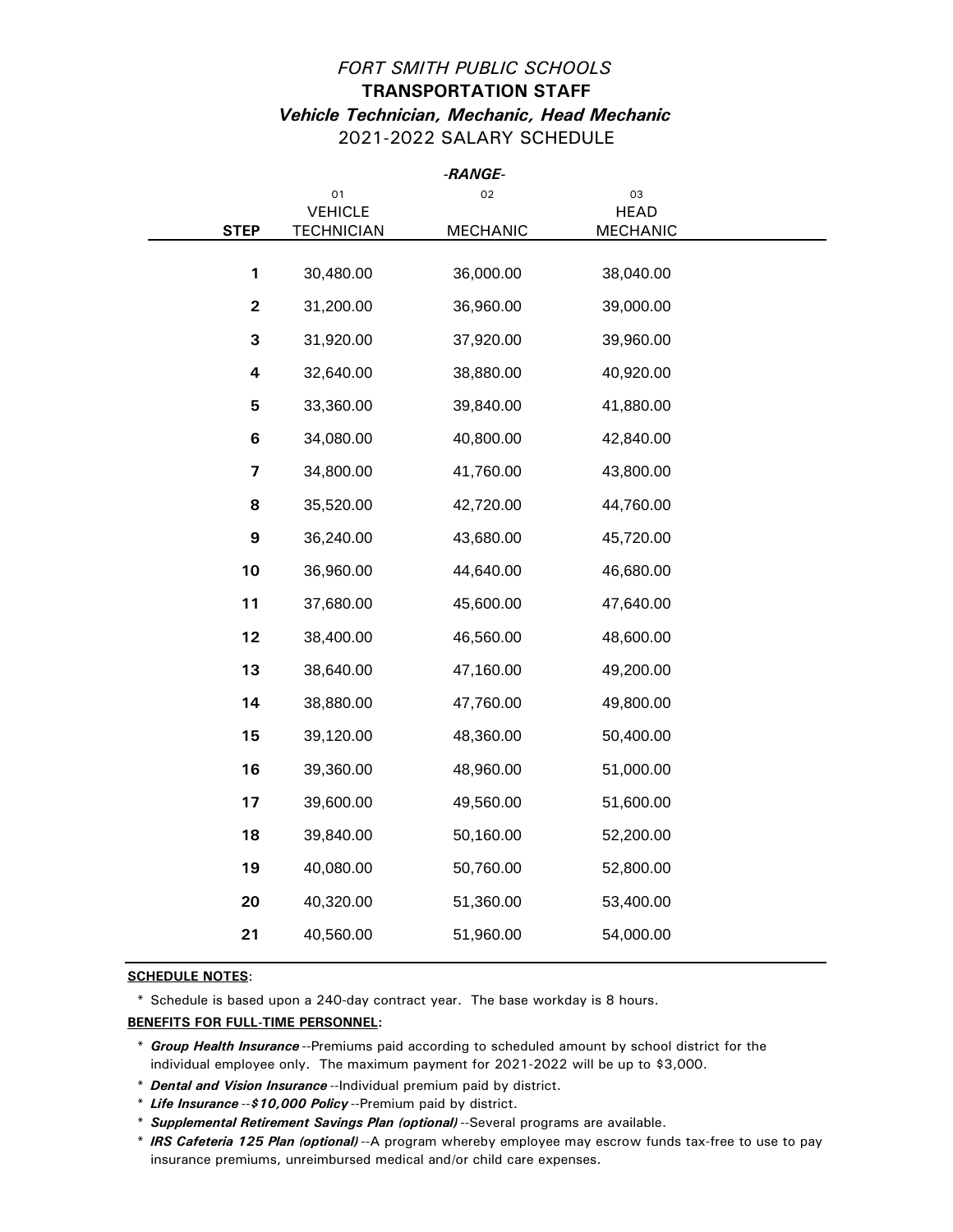*FORT SMITH PUBLIC SCHOOLS*

**TRANSPORTATION STAFF**

***Vehicle Technician, Mechanic, Head Mechanic***

2021-2022 SALARY SCHEDULE

***-RANGE-***

| STEP | 01 VEHICLE TECHNICIAN | 02 MECHANIC | 03 HEAD MECHANIC |
|---|---|---|---|
| 1 | 30,480.00 | 36,000.00 | 38,040.00 |
| 2 | 31,200.00 | 36,960.00 | 39,000.00 |
| 3 | 31,920.00 | 37,920.00 | 39,960.00 |
| 4 | 32,640.00 | 38,880.00 | 40,920.00 |
| 5 | 33,360.00 | 39,840.00 | 41,880.00 |
| 6 | 34,080.00 | 40,800.00 | 42,840.00 |
| 7 | 34,800.00 | 41,760.00 | 43,800.00 |
| 8 | 35,520.00 | 42,720.00 | 44,760.00 |
| 9 | 36,240.00 | 43,680.00 | 45,720.00 |
| 10 | 36,960.00 | 44,640.00 | 46,680.00 |
| 11 | 37,680.00 | 45,600.00 | 47,640.00 |
| 12 | 38,400.00 | 46,560.00 | 48,600.00 |
| 13 | 38,640.00 | 47,160.00 | 49,200.00 |
| 14 | 38,880.00 | 47,760.00 | 49,800.00 |
| 15 | 39,120.00 | 48,360.00 | 50,400.00 |
| 16 | 39,360.00 | 48,960.00 | 51,000.00 |
| 17 | 39,600.00 | 49,560.00 | 51,600.00 |
| 18 | 39,840.00 | 50,160.00 | 52,200.00 |
| 19 | 40,080.00 | 50,760.00 | 52,800.00 |
| 20 | 40,320.00 | 51,360.00 | 53,400.00 |
| 21 | 40,560.00 | 51,960.00 | 54,000.00 |

**SCHEDULE NOTES**:

* Schedule is based upon a 240-day contract year. The base workday is 8 hours.

**BENEFITS FOR FULL-TIME PERSONNEL:**

* ***Group Health Insurance*** --Premiums paid according to scheduled amount by school district for the individual employee only. The maximum payment for 2021-2022 will be up to $3,000.
* ***Dental and Vision Insurance*** --Individual premium paid by district.
* ***Life Insurance --$10,000 Policy*** --Premium paid by district.
* ***Supplemental Retirement Savings Plan (optional)*** --Several programs are available.
* ***IRS Cafeteria 125 Plan (optional)*** --A program whereby employee may escrow funds tax-free to use to pay insurance premiums, unreimbursed medical and/or child care expenses.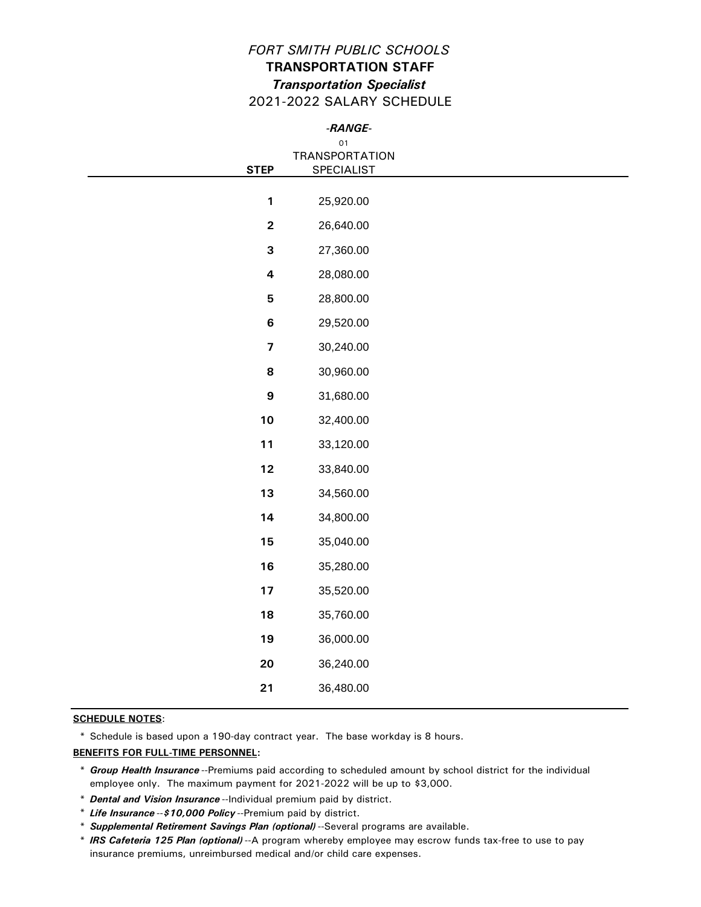# *FORT SMITH PUBLIC SCHOOLS*

## TRANSPORTATION STAFF

### *Transportation Specialist*

2021-2022 SALARY SCHEDULE

| | *-RANGE-* |
|---|---|
| | 01 |
| **STEP** | TRANSPORTATION SPECIALIST |
| **1** | 25,920.00 |
| **2** | 26,640.00 |
| **3** | 27,360.00 |
| **4** | 28,080.00 |
| **5** | 28,800.00 |
| **6** | 29,520.00 |
| **7** | 30,240.00 |
| **8** | 30,960.00 |
| **9** | 31,680.00 |
| **10** | 32,400.00 |
| **11** | 33,120.00 |
| **12** | 33,840.00 |
| **13** | 34,560.00 |
| **14** | 34,800.00 |
| **15** | 35,040.00 |
| **16** | 35,280.00 |
| **17** | 35,520.00 |
| **18** | 35,760.00 |
| **19** | 36,000.00 |
| **20** | 36,240.00 |
| **21** | 36,480.00 |

**SCHEDULE NOTES**:

* Schedule is based upon a 190-day contract year. The base workday is 8 hours.

**BENEFITS FOR FULL-TIME PERSONNEL:**

* ***Group Health Insurance*** --Premiums paid according to scheduled amount by school district for the individual employee only. The maximum payment for 2021-2022 will be up to $3,000.
* ***Dental and Vision Insurance*** --Individual premium paid by district.
* ***Life Insurance --$10,000 Policy*** --Premium paid by district.
* ***Supplemental Retirement Savings Plan (optional)*** --Several programs are available.
* ***IRS Cafeteria 125 Plan (optional)*** --A program whereby employee may escrow funds tax-free to use to pay insurance premiums, unreimbursed medical and/or child care expenses.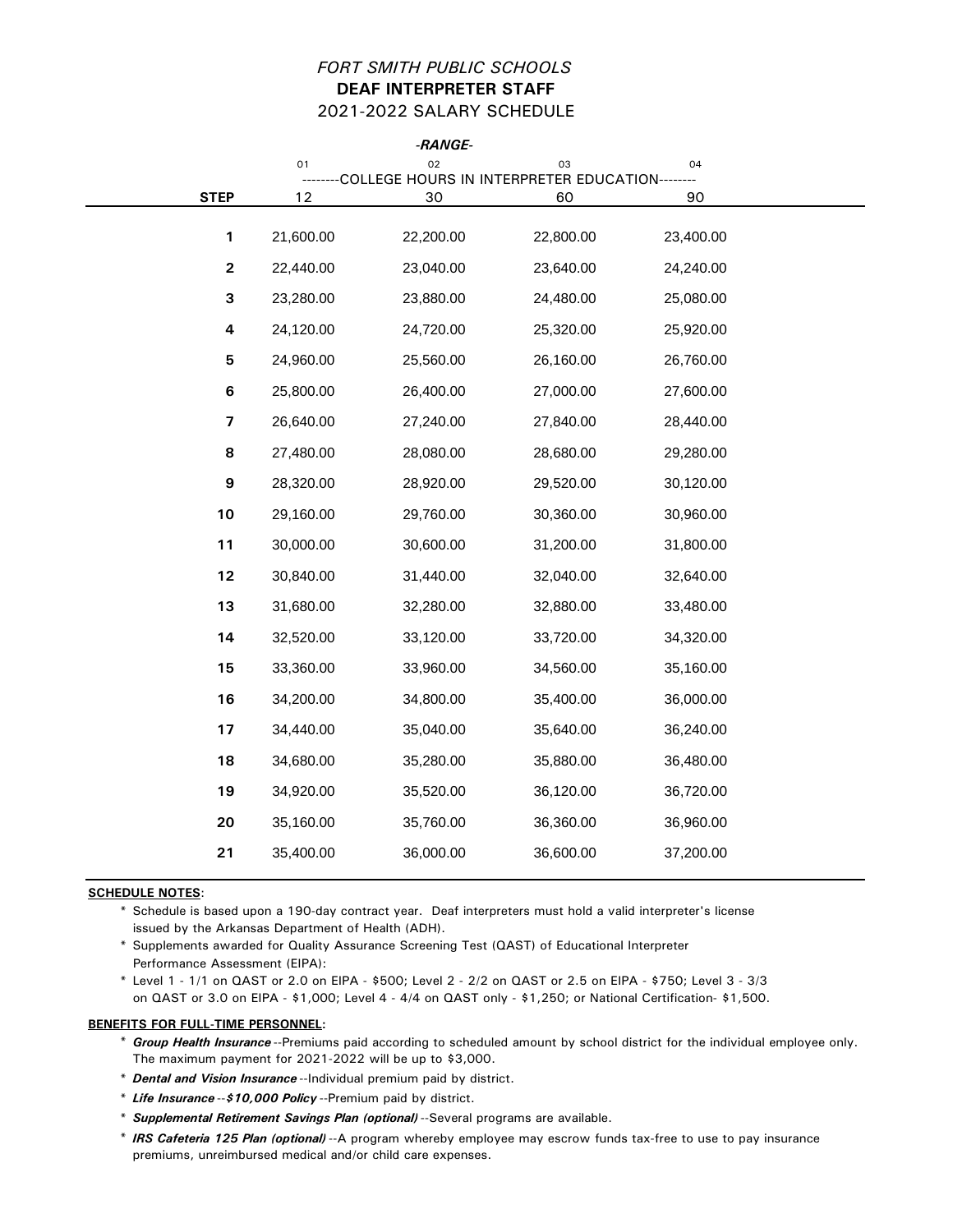*FORT SMITH PUBLIC SCHOOLS*

**DEAF INTERPRETER STAFF**

2021-2022 SALARY SCHEDULE

| | *-RANGE-* | | | |
|---|---|---|---|---|
| | 01 | 02 | 03 | 04 |
| | --------COLLEGE HOURS IN INTERPRETER EDUCATION-------- | | | |
| **STEP** | 12 | 30 | 60 | 90 |
| **1** | 21,600.00 | 22,200.00 | 22,800.00 | 23,400.00 |
| **2** | 22,440.00 | 23,040.00 | 23,640.00 | 24,240.00 |
| **3** | 23,280.00 | 23,880.00 | 24,480.00 | 25,080.00 |
| **4** | 24,120.00 | 24,720.00 | 25,320.00 | 25,920.00 |
| **5** | 24,960.00 | 25,560.00 | 26,160.00 | 26,760.00 |
| **6** | 25,800.00 | 26,400.00 | 27,000.00 | 27,600.00 |
| **7** | 26,640.00 | 27,240.00 | 27,840.00 | 28,440.00 |
| **8** | 27,480.00 | 28,080.00 | 28,680.00 | 29,280.00 |
| **9** | 28,320.00 | 28,920.00 | 29,520.00 | 30,120.00 |
| **10** | 29,160.00 | 29,760.00 | 30,360.00 | 30,960.00 |
| **11** | 30,000.00 | 30,600.00 | 31,200.00 | 31,800.00 |
| **12** | 30,840.00 | 31,440.00 | 32,040.00 | 32,640.00 |
| **13** | 31,680.00 | 32,280.00 | 32,880.00 | 33,480.00 |
| **14** | 32,520.00 | 33,120.00 | 33,720.00 | 34,320.00 |
| **15** | 33,360.00 | 33,960.00 | 34,560.00 | 35,160.00 |
| **16** | 34,200.00 | 34,800.00 | 35,400.00 | 36,000.00 |
| **17** | 34,440.00 | 35,040.00 | 35,640.00 | 36,240.00 |
| **18** | 34,680.00 | 35,280.00 | 35,880.00 | 36,480.00 |
| **19** | 34,920.00 | 35,520.00 | 36,120.00 | 36,720.00 |
| **20** | 35,160.00 | 35,760.00 | 36,360.00 | 36,960.00 |
| **21** | 35,400.00 | 36,000.00 | 36,600.00 | 37,200.00 |

**SCHEDULE NOTES**:

* Schedule is based upon a 190-day contract year. Deaf interpreters must hold a valid interpreter's license issued by the Arkansas Department of Health (ADH).
* Supplements awarded for Quality Assurance Screening Test (QAST) of Educational Interpreter Performance Assessment (EIPA):
* Level 1 - 1/1 on QAST or 2.0 on EIPA - $500; Level 2 - 2/2 on QAST or 2.5 on EIPA - $750; Level 3 - 3/3 on QAST or 3.0 on EIPA - $1,000; Level 4 - 4/4 on QAST only - $1,250; or National Certification- $1,500.

**BENEFITS FOR FULL-TIME PERSONNEL:**

* ***Group Health Insurance*** --Premiums paid according to scheduled amount by school district for the individual employee only. The maximum payment for 2021-2022 will be up to $3,000.
* ***Dental and Vision Insurance*** --Individual premium paid by district.
* ***Life Insurance --$10,000 Policy*** --Premium paid by district.
* ***Supplemental Retirement Savings Plan (optional)*** --Several programs are available.
* ***IRS Cafeteria 125 Plan (optional)*** --A program whereby employee may escrow funds tax-free to use to pay insurance premiums, unreimbursed medical and/or child care expenses.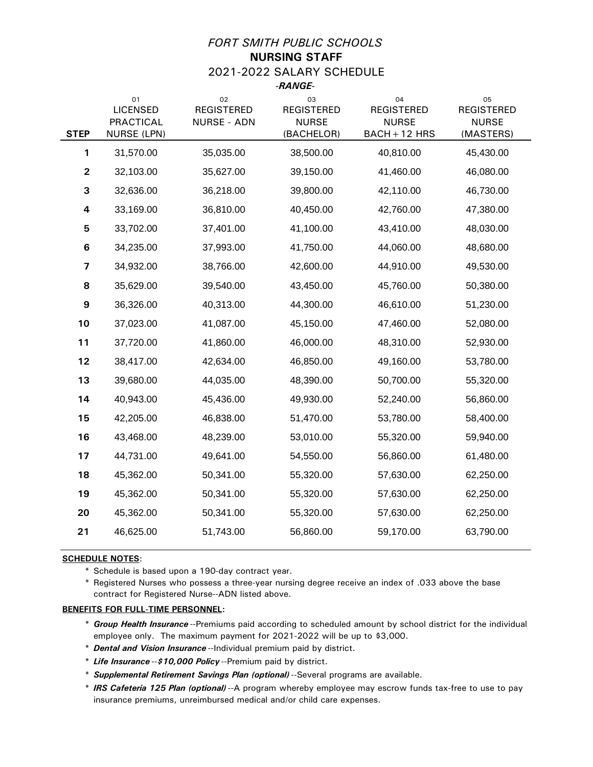*FORT SMITH PUBLIC SCHOOLS*

**NURSING STAFF**

2021-2022 SALARY SCHEDULE

*-RANGE-*

| STEP | 01 LICENSED PRACTICAL NURSE (LPN) | 02 REGISTERED NURSE - ADN | 03 REGISTERED NURSE (BACHELOR) | 04 REGISTERED NURSE BACH+12 HRS | 05 REGISTERED NURSE (MASTERS) |
|---|---|---|---|---|---|
| 1 | 31,570.00 | 35,035.00 | 38,500.00 | 40,810.00 | 45,430.00 |
| 2 | 32,103.00 | 35,627.00 | 39,150.00 | 41,460.00 | 46,080.00 |
| 3 | 32,636.00 | 36,218.00 | 39,800.00 | 42,110.00 | 46,730.00 |
| 4 | 33,169.00 | 36,810.00 | 40,450.00 | 42,760.00 | 47,380.00 |
| 5 | 33,702.00 | 37,401.00 | 41,100.00 | 43,410.00 | 48,030.00 |
| 6 | 34,235.00 | 37,993.00 | 41,750.00 | 44,060.00 | 48,680.00 |
| 7 | 34,932.00 | 38,766.00 | 42,600.00 | 44,910.00 | 49,530.00 |
| 8 | 35,629.00 | 39,540.00 | 43,450.00 | 45,760.00 | 50,380.00 |
| 9 | 36,326.00 | 40,313.00 | 44,300.00 | 46,610.00 | 51,230.00 |
| 10 | 37,023.00 | 41,087.00 | 45,150.00 | 47,460.00 | 52,080.00 |
| 11 | 37,720.00 | 41,860.00 | 46,000.00 | 48,310.00 | 52,930.00 |
| 12 | 38,417.00 | 42,634.00 | 46,850.00 | 49,160.00 | 53,780.00 |
| 13 | 39,680.00 | 44,035.00 | 48,390.00 | 50,700.00 | 55,320.00 |
| 14 | 40,943.00 | 45,436.00 | 49,930.00 | 52,240.00 | 56,860.00 |
| 15 | 42,205.00 | 46,838.00 | 51,470.00 | 53,780.00 | 58,400.00 |
| 16 | 43,468.00 | 48,239.00 | 53,010.00 | 55,320.00 | 59,940.00 |
| 17 | 44,731.00 | 49,641.00 | 54,550.00 | 56,860.00 | 61,480.00 |
| 18 | 45,362.00 | 50,341.00 | 55,320.00 | 57,630.00 | 62,250.00 |
| 19 | 45,362.00 | 50,341.00 | 55,320.00 | 57,630.00 | 62,250.00 |
| 20 | 45,362.00 | 50,341.00 | 55,320.00 | 57,630.00 | 62,250.00 |
| 21 | 46,625.00 | 51,743.00 | 56,860.00 | 59,170.00 | 63,790.00 |

**SCHEDULE NOTES**:

* Schedule is based upon a 190-day contract year.
* Registered Nurses who possess a three-year nursing degree receive an index of .033 above the base contract for Registered Nurse--ADN listed above.

**BENEFITS FOR FULL-TIME PERSONNEL:**

* ***Group Health Insurance*** --Premiums paid according to scheduled amount by school district for the individual employee only. The maximum payment for 2021-2022 will be up to $3,000.
* ***Dental and Vision Insurance*** --Individual premium paid by district.
* ***Life Insurance --$10,000 Policy*** --Premium paid by district.
* ***Supplemental Retirement Savings Plan (optional)*** --Several programs are available.
* ***IRS Cafeteria 125 Plan (optional)*** --A program whereby employee may escrow funds tax-free to use to pay insurance premiums, unreimbursed medical and/or child care expenses.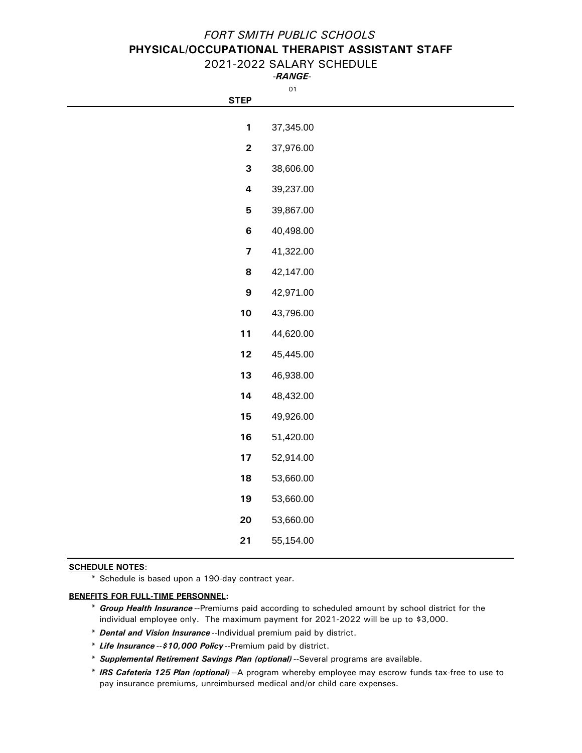*FORT SMITH PUBLIC SCHOOLS*

**PHYSICAL/OCCUPATIONAL THERAPIST ASSISTANT STAFF**

2021-2022 SALARY SCHEDULE

-***RANGE***-

| STEP | 01 |
|---|---|
| **1** | 37,345.00 |
| **2** | 37,976.00 |
| **3** | 38,606.00 |
| **4** | 39,237.00 |
| **5** | 39,867.00 |
| **6** | 40,498.00 |
| **7** | 41,322.00 |
| **8** | 42,147.00 |
| **9** | 42,971.00 |
| **10** | 43,796.00 |
| **11** | 44,620.00 |
| **12** | 45,445.00 |
| **13** | 46,938.00 |
| **14** | 48,432.00 |
| **15** | 49,926.00 |
| **16** | 51,420.00 |
| **17** | 52,914.00 |
| **18** | 53,660.00 |
| **19** | 53,660.00 |
| **20** | 53,660.00 |
| **21** | 55,154.00 |

**SCHEDULE NOTES**:

* Schedule is based upon a 190-day contract year.

**BENEFITS FOR FULL-TIME PERSONNEL:**

* ***Group Health Insurance*** --Premiums paid according to scheduled amount by school district for the individual employee only. The maximum payment for 2021-2022 will be up to $3,000.
* ***Dental and Vision Insurance*** --Individual premium paid by district.
* ***Life Insurance --$10,000 Policy*** --Premium paid by district.
* ***Supplemental Retirement Savings Plan (optional)*** --Several programs are available.
* ***IRS Cafeteria 125 Plan (optional)*** --A program whereby employee may escrow funds tax-free to use to pay insurance premiums, unreimbursed medical and/or child care expenses.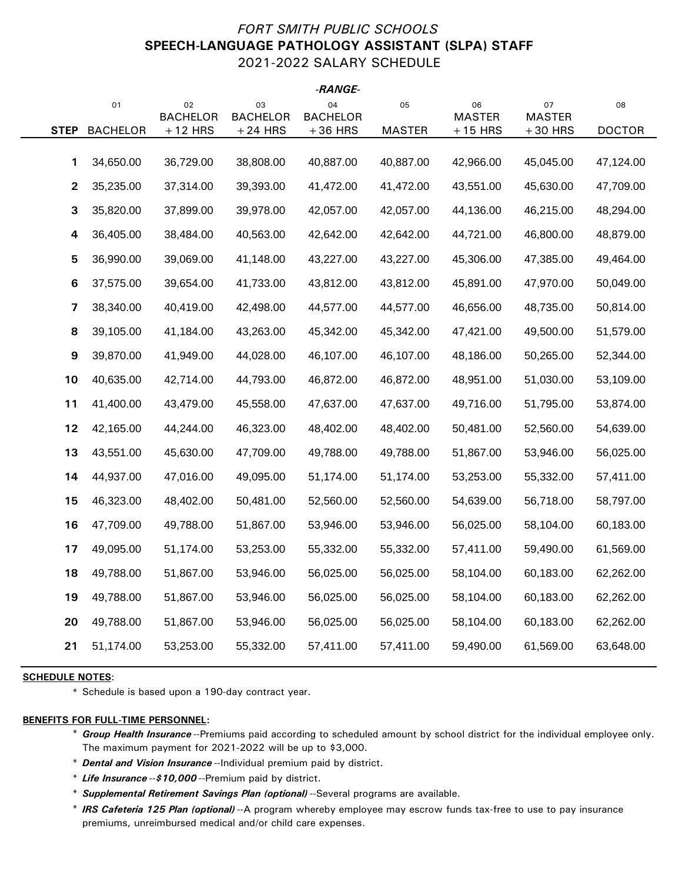*FORT SMITH PUBLIC SCHOOLS*

# SPEECH-LANGUAGE PATHOLOGY ASSISTANT (SLPA) STAFF

## 2021-2022 SALARY SCHEDULE

| | -RANGE- | | | | | | | |
|---|---|---|---|---|---|---|---|---|
| | 01 | 02 | 03 | 04 | 05 | 06 | 07 | 08 |
| **STEP** | BACHELOR | BACHELOR +12 HRS | BACHELOR +24 HRS | BACHELOR +36 HRS | MASTER | MASTER +15 HRS | MASTER +30 HRS | DOCTOR |
| **1** | 34,650.00 | 36,729.00 | 38,808.00 | 40,887.00 | 40,887.00 | 42,966.00 | 45,045.00 | 47,124.00 |
| **2** | 35,235.00 | 37,314.00 | 39,393.00 | 41,472.00 | 41,472.00 | 43,551.00 | 45,630.00 | 47,709.00 |
| **3** | 35,820.00 | 37,899.00 | 39,978.00 | 42,057.00 | 42,057.00 | 44,136.00 | 46,215.00 | 48,294.00 |
| **4** | 36,405.00 | 38,484.00 | 40,563.00 | 42,642.00 | 42,642.00 | 44,721.00 | 46,800.00 | 48,879.00 |
| **5** | 36,990.00 | 39,069.00 | 41,148.00 | 43,227.00 | 43,227.00 | 45,306.00 | 47,385.00 | 49,464.00 |
| **6** | 37,575.00 | 39,654.00 | 41,733.00 | 43,812.00 | 43,812.00 | 45,891.00 | 47,970.00 | 50,049.00 |
| **7** | 38,340.00 | 40,419.00 | 42,498.00 | 44,577.00 | 44,577.00 | 46,656.00 | 48,735.00 | 50,814.00 |
| **8** | 39,105.00 | 41,184.00 | 43,263.00 | 45,342.00 | 45,342.00 | 47,421.00 | 49,500.00 | 51,579.00 |
| **9** | 39,870.00 | 41,949.00 | 44,028.00 | 46,107.00 | 46,107.00 | 48,186.00 | 50,265.00 | 52,344.00 |
| **10** | 40,635.00 | 42,714.00 | 44,793.00 | 46,872.00 | 46,872.00 | 48,951.00 | 51,030.00 | 53,109.00 |
| **11** | 41,400.00 | 43,479.00 | 45,558.00 | 47,637.00 | 47,637.00 | 49,716.00 | 51,795.00 | 53,874.00 |
| **12** | 42,165.00 | 44,244.00 | 46,323.00 | 48,402.00 | 48,402.00 | 50,481.00 | 52,560.00 | 54,639.00 |
| **13** | 43,551.00 | 45,630.00 | 47,709.00 | 49,788.00 | 49,788.00 | 51,867.00 | 53,946.00 | 56,025.00 |
| **14** | 44,937.00 | 47,016.00 | 49,095.00 | 51,174.00 | 51,174.00 | 53,253.00 | 55,332.00 | 57,411.00 |
| **15** | 46,323.00 | 48,402.00 | 50,481.00 | 52,560.00 | 52,560.00 | 54,639.00 | 56,718.00 | 58,797.00 |
| **16** | 47,709.00 | 49,788.00 | 51,867.00 | 53,946.00 | 53,946.00 | 56,025.00 | 58,104.00 | 60,183.00 |
| **17** | 49,095.00 | 51,174.00 | 53,253.00 | 55,332.00 | 55,332.00 | 57,411.00 | 59,490.00 | 61,569.00 |
| **18** | 49,788.00 | 51,867.00 | 53,946.00 | 56,025.00 | 56,025.00 | 58,104.00 | 60,183.00 | 62,262.00 |
| **19** | 49,788.00 | 51,867.00 | 53,946.00 | 56,025.00 | 56,025.00 | 58,104.00 | 60,183.00 | 62,262.00 |
| **20** | 49,788.00 | 51,867.00 | 53,946.00 | 56,025.00 | 56,025.00 | 58,104.00 | 60,183.00 | 62,262.00 |
| **21** | 51,174.00 | 53,253.00 | 55,332.00 | 57,411.00 | 57,411.00 | 59,490.00 | 61,569.00 | 63,648.00 |

**SCHEDULE NOTES**:

* Schedule is based upon a 190-day contract year.

**BENEFITS FOR FULL-TIME PERSONNEL:**

* ***Group Health Insurance*** --Premiums paid according to scheduled amount by school district for the individual employee only. The maximum payment for 2021-2022 will be up to $3,000.
* ***Dental and Vision Insurance*** --Individual premium paid by district.
* ***Life Insurance --$10,000*** --Premium paid by district.
* ***Supplemental Retirement Savings Plan (optional)*** --Several programs are available.
* ***IRS Cafeteria 125 Plan (optional)*** --A program whereby employee may escrow funds tax-free to use to pay insurance premiums, unreimbursed medical and/or child care expenses.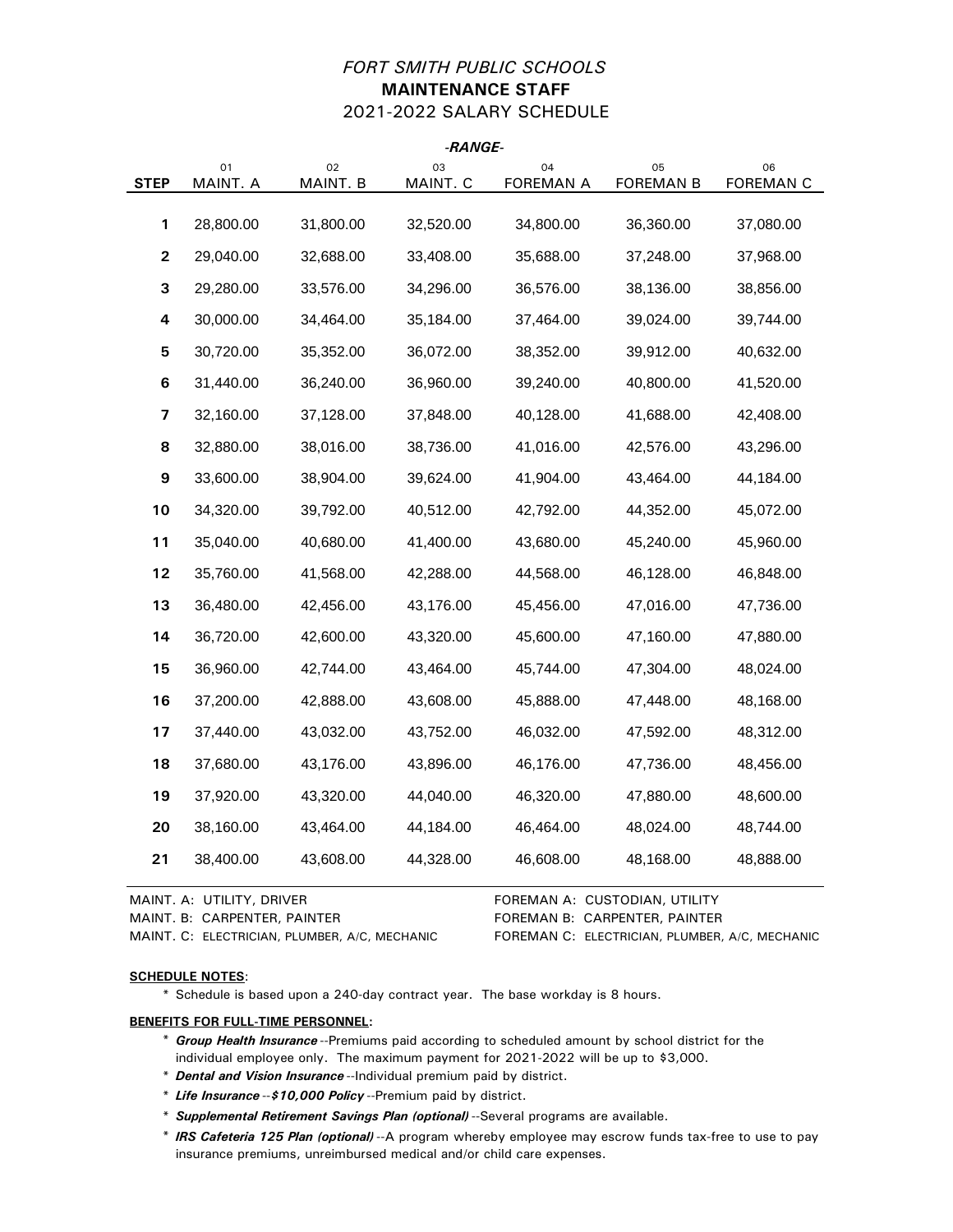*FORT SMITH PUBLIC SCHOOLS*

**MAINTENANCE STAFF**

2021-2022 SALARY SCHEDULE

| | -RANGE- | | | | | |
|---|---|---|---|---|---|---|
| | 01 | 02 | 03 | 04 | 05 | 06 |
| **STEP** | MAINT. A | MAINT. B | MAINT. C | FOREMAN A | FOREMAN B | FOREMAN C |
| **1** | 28,800.00 | 31,800.00 | 32,520.00 | 34,800.00 | 36,360.00 | 37,080.00 |
| **2** | 29,040.00 | 32,688.00 | 33,408.00 | 35,688.00 | 37,248.00 | 37,968.00 |
| **3** | 29,280.00 | 33,576.00 | 34,296.00 | 36,576.00 | 38,136.00 | 38,856.00 |
| **4** | 30,000.00 | 34,464.00 | 35,184.00 | 37,464.00 | 39,024.00 | 39,744.00 |
| **5** | 30,720.00 | 35,352.00 | 36,072.00 | 38,352.00 | 39,912.00 | 40,632.00 |
| **6** | 31,440.00 | 36,240.00 | 36,960.00 | 39,240.00 | 40,800.00 | 41,520.00 |
| **7** | 32,160.00 | 37,128.00 | 37,848.00 | 40,128.00 | 41,688.00 | 42,408.00 |
| **8** | 32,880.00 | 38,016.00 | 38,736.00 | 41,016.00 | 42,576.00 | 43,296.00 |
| **9** | 33,600.00 | 38,904.00 | 39,624.00 | 41,904.00 | 43,464.00 | 44,184.00 |
| **10** | 34,320.00 | 39,792.00 | 40,512.00 | 42,792.00 | 44,352.00 | 45,072.00 |
| **11** | 35,040.00 | 40,680.00 | 41,400.00 | 43,680.00 | 45,240.00 | 45,960.00 |
| **12** | 35,760.00 | 41,568.00 | 42,288.00 | 44,568.00 | 46,128.00 | 46,848.00 |
| **13** | 36,480.00 | 42,456.00 | 43,176.00 | 45,456.00 | 47,016.00 | 47,736.00 |
| **14** | 36,720.00 | 42,600.00 | 43,320.00 | 45,600.00 | 47,160.00 | 47,880.00 |
| **15** | 36,960.00 | 42,744.00 | 43,464.00 | 45,744.00 | 47,304.00 | 48,024.00 |
| **16** | 37,200.00 | 42,888.00 | 43,608.00 | 45,888.00 | 47,448.00 | 48,168.00 |
| **17** | 37,440.00 | 43,032.00 | 43,752.00 | 46,032.00 | 47,592.00 | 48,312.00 |
| **18** | 37,680.00 | 43,176.00 | 43,896.00 | 46,176.00 | 47,736.00 | 48,456.00 |
| **19** | 37,920.00 | 43,320.00 | 44,040.00 | 46,320.00 | 47,880.00 | 48,600.00 |
| **20** | 38,160.00 | 43,464.00 | 44,184.00 | 46,464.00 | 48,024.00 | 48,744.00 |
| **21** | 38,400.00 | 43,608.00 | 44,328.00 | 46,608.00 | 48,168.00 | 48,888.00 |

MAINT. A: UTILITY, DRIVER
MAINT. B: CARPENTER, PAINTER
MAINT. C: ELECTRICIAN, PLUMBER, A/C, MECHANIC

FOREMAN A: CUSTODIAN, UTILITY
FOREMAN B: CARPENTER, PAINTER
FOREMAN C: ELECTRICIAN, PLUMBER, A/C, MECHANIC

**SCHEDULE NOTES**:

* Schedule is based upon a 240-day contract year. The base workday is 8 hours.

**BENEFITS FOR FULL-TIME PERSONNEL:**

* ***Group Health Insurance*** --Premiums paid according to scheduled amount by school district for the individual employee only. The maximum payment for 2021-2022 will be up to $3,000.
* ***Dental and Vision Insurance*** --Individual premium paid by district.
* ***Life Insurance --$10,000 Policy*** --Premium paid by district.
* ***Supplemental Retirement Savings Plan (optional)*** --Several programs are available.
* ***IRS Cafeteria 125 Plan (optional)*** --A program whereby employee may escrow funds tax-free to use to pay insurance premiums, unreimbursed medical and/or child care expenses.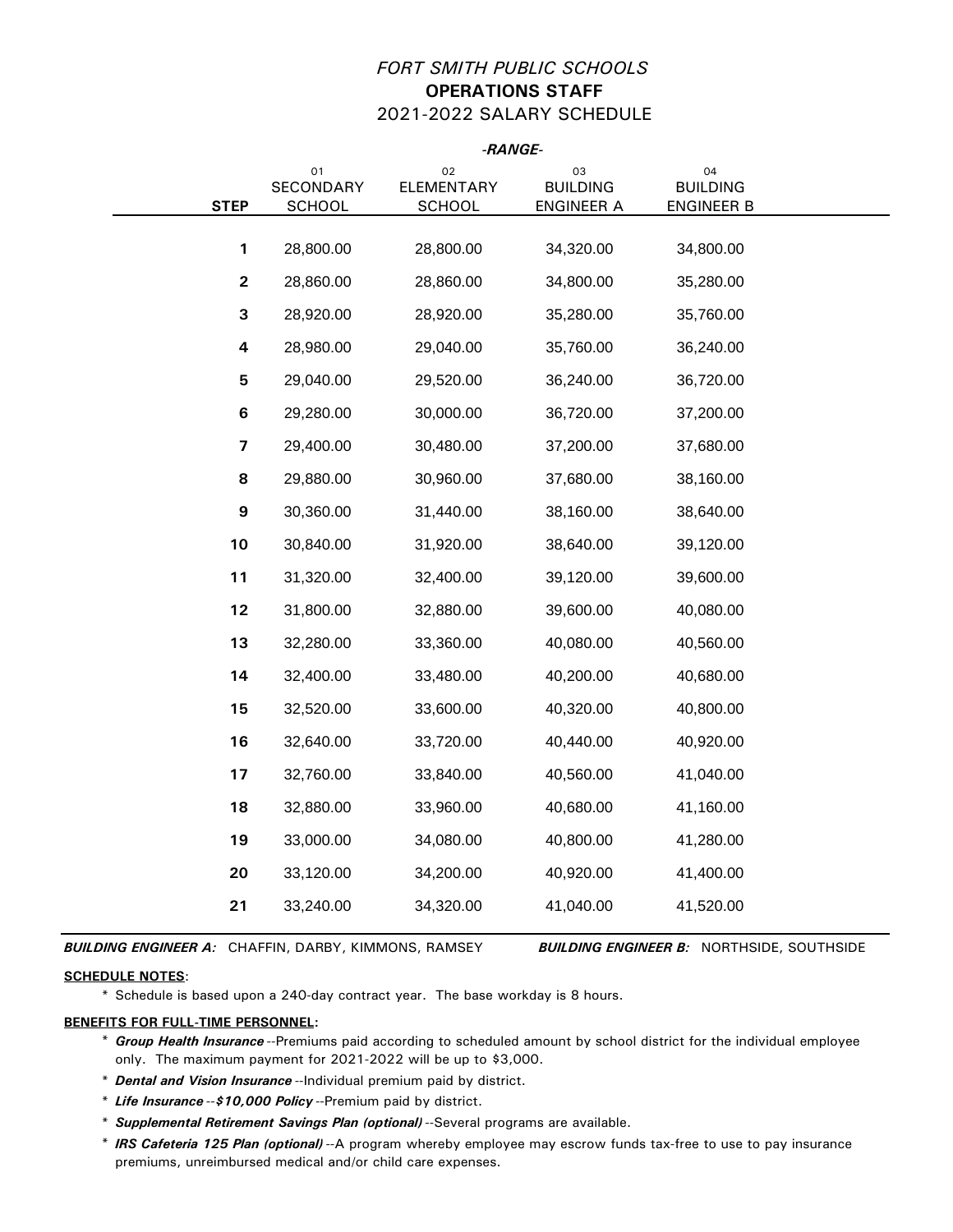# *FORT SMITH PUBLIC SCHOOLS*

## OPERATIONS STAFF

### 2021-2022 SALARY SCHEDULE

| | -*RANGE*- | | | |
|---|---|---|---|---|
| **STEP** | 01 SECONDARY SCHOOL | 02 ELEMENTARY SCHOOL | 03 BUILDING ENGINEER A | 04 BUILDING ENGINEER B |
| **1** | 28,800.00 | 28,800.00 | 34,320.00 | 34,800.00 |
| **2** | 28,860.00 | 28,860.00 | 34,800.00 | 35,280.00 |
| **3** | 28,920.00 | 28,920.00 | 35,280.00 | 35,760.00 |
| **4** | 28,980.00 | 29,040.00 | 35,760.00 | 36,240.00 |
| **5** | 29,040.00 | 29,520.00 | 36,240.00 | 36,720.00 |
| **6** | 29,280.00 | 30,000.00 | 36,720.00 | 37,200.00 |
| **7** | 29,400.00 | 30,480.00 | 37,200.00 | 37,680.00 |
| **8** | 29,880.00 | 30,960.00 | 37,680.00 | 38,160.00 |
| **9** | 30,360.00 | 31,440.00 | 38,160.00 | 38,640.00 |
| **10** | 30,840.00 | 31,920.00 | 38,640.00 | 39,120.00 |
| **11** | 31,320.00 | 32,400.00 | 39,120.00 | 39,600.00 |
| **12** | 31,800.00 | 32,880.00 | 39,600.00 | 40,080.00 |
| **13** | 32,280.00 | 33,360.00 | 40,080.00 | 40,560.00 |
| **14** | 32,400.00 | 33,480.00 | 40,200.00 | 40,680.00 |
| **15** | 32,520.00 | 33,600.00 | 40,320.00 | 40,800.00 |
| **16** | 32,640.00 | 33,720.00 | 40,440.00 | 40,920.00 |
| **17** | 32,760.00 | 33,840.00 | 40,560.00 | 41,040.00 |
| **18** | 32,880.00 | 33,960.00 | 40,680.00 | 41,160.00 |
| **19** | 33,000.00 | 34,080.00 | 40,800.00 | 41,280.00 |
| **20** | 33,120.00 | 34,200.00 | 40,920.00 | 41,400.00 |
| **21** | 33,240.00 | 34,320.00 | 41,040.00 | 41,520.00 |

***BUILDING ENGINEER A:*** CHAFFIN, DARBY, KIMMONS, RAMSEY ***BUILDING ENGINEER B:*** NORTHSIDE, SOUTHSIDE

**SCHEDULE NOTES**:

* Schedule is based upon a 240-day contract year. The base workday is 8 hours.

**BENEFITS FOR FULL-TIME PERSONNEL:**

* ***Group Health Insurance*** --Premiums paid according to scheduled amount by school district for the individual employee only. The maximum payment for 2021-2022 will be up to $3,000.
* ***Dental and Vision Insurance*** --Individual premium paid by district.
* ***Life Insurance --$10,000 Policy*** --Premium paid by district.
* ***Supplemental Retirement Savings Plan (optional)*** --Several programs are available.
* ***IRS Cafeteria 125 Plan (optional)*** --A program whereby employee may escrow funds tax-free to use to pay insurance premiums, unreimbursed medical and/or child care expenses.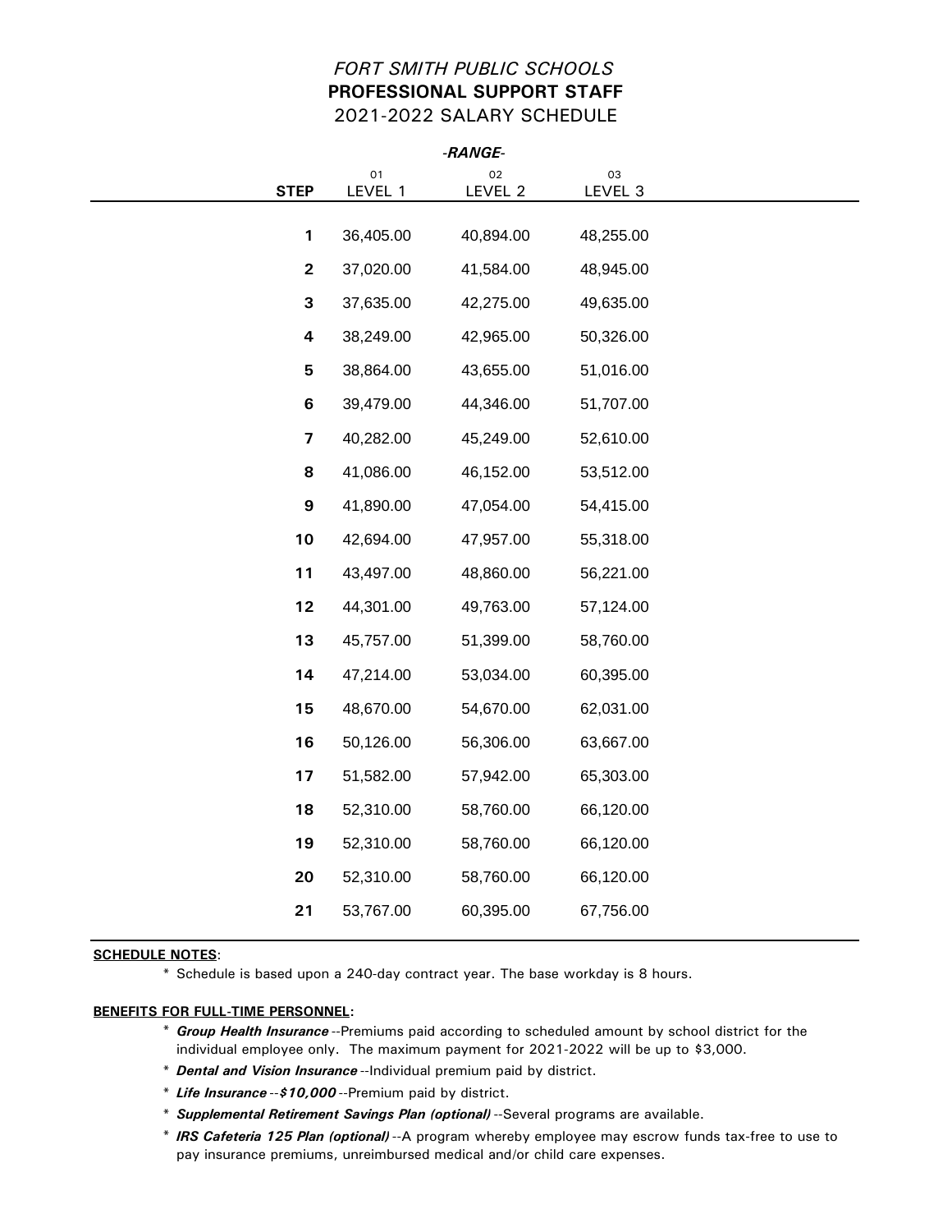*FORT SMITH PUBLIC SCHOOLS*

**PROFESSIONAL SUPPORT STAFF**

2021-2022 SALARY SCHEDULE

| | -*RANGE*- | | |
|---|---|---|---|
| | 01 | 02 | 03 |
| **STEP** | LEVEL 1 | LEVEL 2 | LEVEL 3 |
| **1** | 36,405.00 | 40,894.00 | 48,255.00 |
| **2** | 37,020.00 | 41,584.00 | 48,945.00 |
| **3** | 37,635.00 | 42,275.00 | 49,635.00 |
| **4** | 38,249.00 | 42,965.00 | 50,326.00 |
| **5** | 38,864.00 | 43,655.00 | 51,016.00 |
| **6** | 39,479.00 | 44,346.00 | 51,707.00 |
| **7** | 40,282.00 | 45,249.00 | 52,610.00 |
| **8** | 41,086.00 | 46,152.00 | 53,512.00 |
| **9** | 41,890.00 | 47,054.00 | 54,415.00 |
| **10** | 42,694.00 | 47,957.00 | 55,318.00 |
| **11** | 43,497.00 | 48,860.00 | 56,221.00 |
| **12** | 44,301.00 | 49,763.00 | 57,124.00 |
| **13** | 45,757.00 | 51,399.00 | 58,760.00 |
| **14** | 47,214.00 | 53,034.00 | 60,395.00 |
| **15** | 48,670.00 | 54,670.00 | 62,031.00 |
| **16** | 50,126.00 | 56,306.00 | 63,667.00 |
| **17** | 51,582.00 | 57,942.00 | 65,303.00 |
| **18** | 52,310.00 | 58,760.00 | 66,120.00 |
| **19** | 52,310.00 | 58,760.00 | 66,120.00 |
| **20** | 52,310.00 | 58,760.00 | 66,120.00 |
| **21** | 53,767.00 | 60,395.00 | 67,756.00 |

**SCHEDULE NOTES**:

* Schedule is based upon a 240-day contract year. The base workday is 8 hours.

**BENEFITS FOR FULL-TIME PERSONNEL:**

* ***Group Health Insurance*** --Premiums paid according to scheduled amount by school district for the individual employee only. The maximum payment for 2021-2022 will be up to $3,000.
* ***Dental and Vision Insurance*** --Individual premium paid by district.
* ***Life Insurance --$10,000*** --Premium paid by district.
* ***Supplemental Retirement Savings Plan (optional)*** --Several programs are available.
* ***IRS Cafeteria 125 Plan (optional)*** --A program whereby employee may escrow funds tax-free to use to pay insurance premiums, unreimbursed medical and/or child care expenses.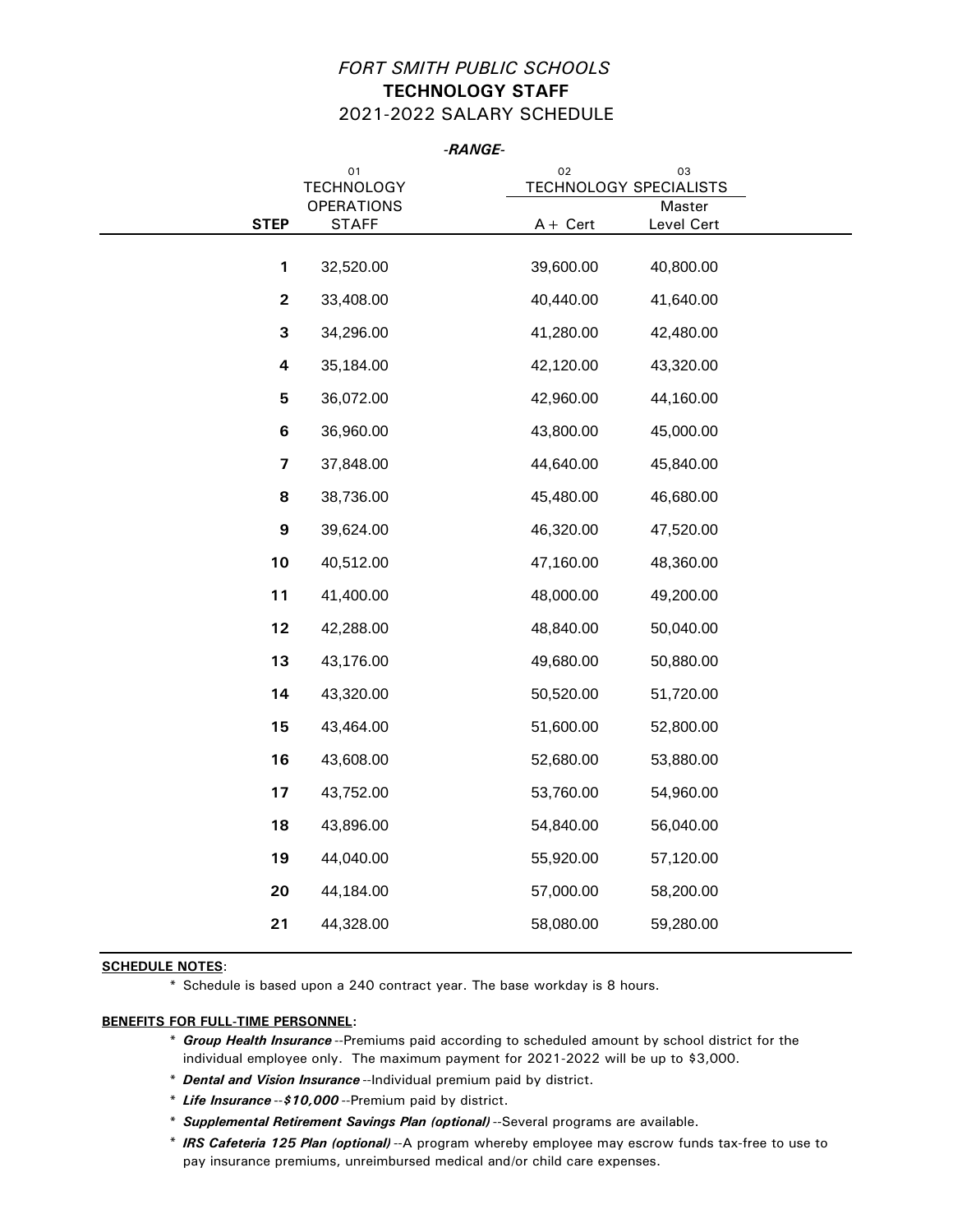*FORT SMITH PUBLIC SCHOOLS*
**TECHNOLOGY STAFF**
2021-2022 SALARY SCHEDULE

| | -*RANGE*- | | |
|---|---|---|---|
| | 01 | 02 | 03 |
| | TECHNOLOGY OPERATIONS | TECHNOLOGY SPECIALISTS | |
| **STEP** | STAFF | A+ Cert | Master Level Cert |
| **1** | 32,520.00 | 39,600.00 | 40,800.00 |
| **2** | 33,408.00 | 40,440.00 | 41,640.00 |
| **3** | 34,296.00 | 41,280.00 | 42,480.00 |
| **4** | 35,184.00 | 42,120.00 | 43,320.00 |
| **5** | 36,072.00 | 42,960.00 | 44,160.00 |
| **6** | 36,960.00 | 43,800.00 | 45,000.00 |
| **7** | 37,848.00 | 44,640.00 | 45,840.00 |
| **8** | 38,736.00 | 45,480.00 | 46,680.00 |
| **9** | 39,624.00 | 46,320.00 | 47,520.00 |
| **10** | 40,512.00 | 47,160.00 | 48,360.00 |
| **11** | 41,400.00 | 48,000.00 | 49,200.00 |
| **12** | 42,288.00 | 48,840.00 | 50,040.00 |
| **13** | 43,176.00 | 49,680.00 | 50,880.00 |
| **14** | 43,320.00 | 50,520.00 | 51,720.00 |
| **15** | 43,464.00 | 51,600.00 | 52,800.00 |
| **16** | 43,608.00 | 52,680.00 | 53,880.00 |
| **17** | 43,752.00 | 53,760.00 | 54,960.00 |
| **18** | 43,896.00 | 54,840.00 | 56,040.00 |
| **19** | 44,040.00 | 55,920.00 | 57,120.00 |
| **20** | 44,184.00 | 57,000.00 | 58,200.00 |
| **21** | 44,328.00 | 58,080.00 | 59,280.00 |

**SCHEDULE NOTES**:

* Schedule is based upon a 240 contract year. The base workday is 8 hours.

**BENEFITS FOR FULL-TIME PERSONNEL:**

* ***Group Health Insurance*** --Premiums paid according to scheduled amount by school district for the individual employee only. The maximum payment for 2021-2022 will be up to $3,000.
* ***Dental and Vision Insurance*** --Individual premium paid by district.
* ***Life Insurance --$10,000*** --Premium paid by district.
* ***Supplemental Retirement Savings Plan (optional)*** --Several programs are available.
* ***IRS Cafeteria 125 Plan (optional)*** --A program whereby employee may escrow funds tax-free to use to pay insurance premiums, unreimbursed medical and/or child care expenses.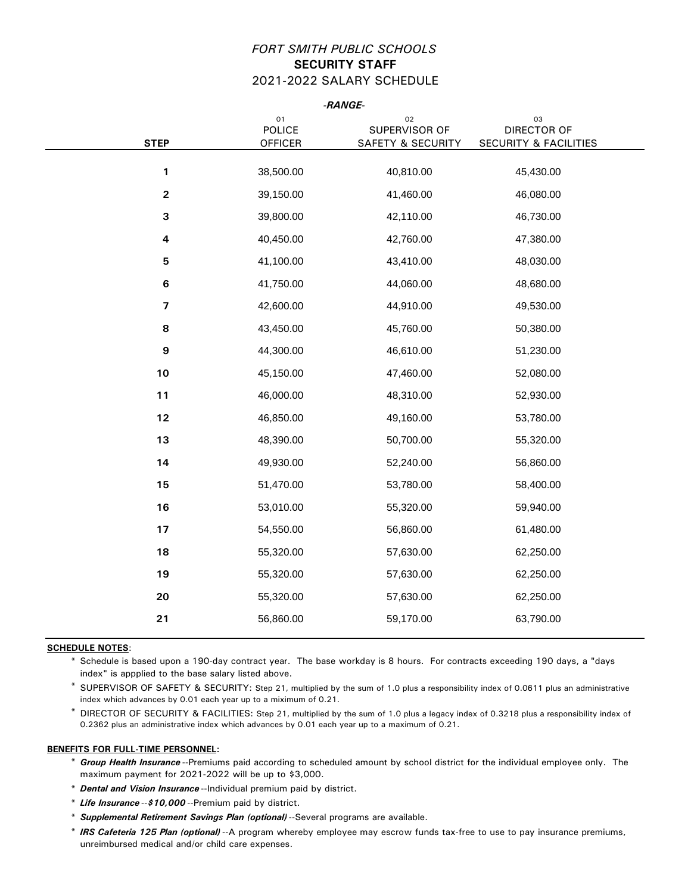*FORT SMITH PUBLIC SCHOOLS*

**SECURITY STAFF**

2021-2022 SALARY SCHEDULE

| | *-RANGE-* | | |
|---|---|---|---|
| | 01 | 02 | 03 |
| **STEP** | POLICE OFFICER | SUPERVISOR OF SAFETY & SECURITY | DIRECTOR OF SECURITY & FACILITIES |
| **1** | 38,500.00 | 40,810.00 | 45,430.00 |
| **2** | 39,150.00 | 41,460.00 | 46,080.00 |
| **3** | 39,800.00 | 42,110.00 | 46,730.00 |
| **4** | 40,450.00 | 42,760.00 | 47,380.00 |
| **5** | 41,100.00 | 43,410.00 | 48,030.00 |
| **6** | 41,750.00 | 44,060.00 | 48,680.00 |
| **7** | 42,600.00 | 44,910.00 | 49,530.00 |
| **8** | 43,450.00 | 45,760.00 | 50,380.00 |
| **9** | 44,300.00 | 46,610.00 | 51,230.00 |
| **10** | 45,150.00 | 47,460.00 | 52,080.00 |
| **11** | 46,000.00 | 48,310.00 | 52,930.00 |
| **12** | 46,850.00 | 49,160.00 | 53,780.00 |
| **13** | 48,390.00 | 50,700.00 | 55,320.00 |
| **14** | 49,930.00 | 52,240.00 | 56,860.00 |
| **15** | 51,470.00 | 53,780.00 | 58,400.00 |
| **16** | 53,010.00 | 55,320.00 | 59,940.00 |
| **17** | 54,550.00 | 56,860.00 | 61,480.00 |
| **18** | 55,320.00 | 57,630.00 | 62,250.00 |
| **19** | 55,320.00 | 57,630.00 | 62,250.00 |
| **20** | 55,320.00 | 57,630.00 | 62,250.00 |
| **21** | 56,860.00 | 59,170.00 | 63,790.00 |

**SCHEDULE NOTES**:

* Schedule is based upon a 190-day contract year. The base workday is 8 hours. For contracts exceeding 190 days, a "days index" is appplied to the base salary listed above.
* SUPERVISOR OF SAFETY & SECURITY: Step 21, multiplied by the sum of 1.0 plus a responsibility index of 0.0611 plus an administrative index which advances by 0.01 each year up to a maximum of 0.21.
* DIRECTOR OF SECURITY & FACILITIES: Step 21, multiplied by the sum of 1.0 plus a legacy index of 0.3218 plus a responsibility index of 0.2362 plus an administrative index which advances by 0.01 each year up to a maximum of 0.21.

**BENEFITS FOR FULL-TIME PERSONNEL:**

* ***Group Health Insurance*** --Premiums paid according to scheduled amount by school district for the individual employee only. The maximum payment for 2021-2022 will be up to $3,000.
* ***Dental and Vision Insurance*** --Individual premium paid by district.
* ***Life Insurance --$10,000*** --Premium paid by district.
* ***Supplemental Retirement Savings Plan (optional)*** --Several programs are available.
* ***IRS Cafeteria 125 Plan (optional)*** --A program whereby employee may escrow funds tax-free to use to pay insurance premiums, unreimbursed medical and/or child care expenses.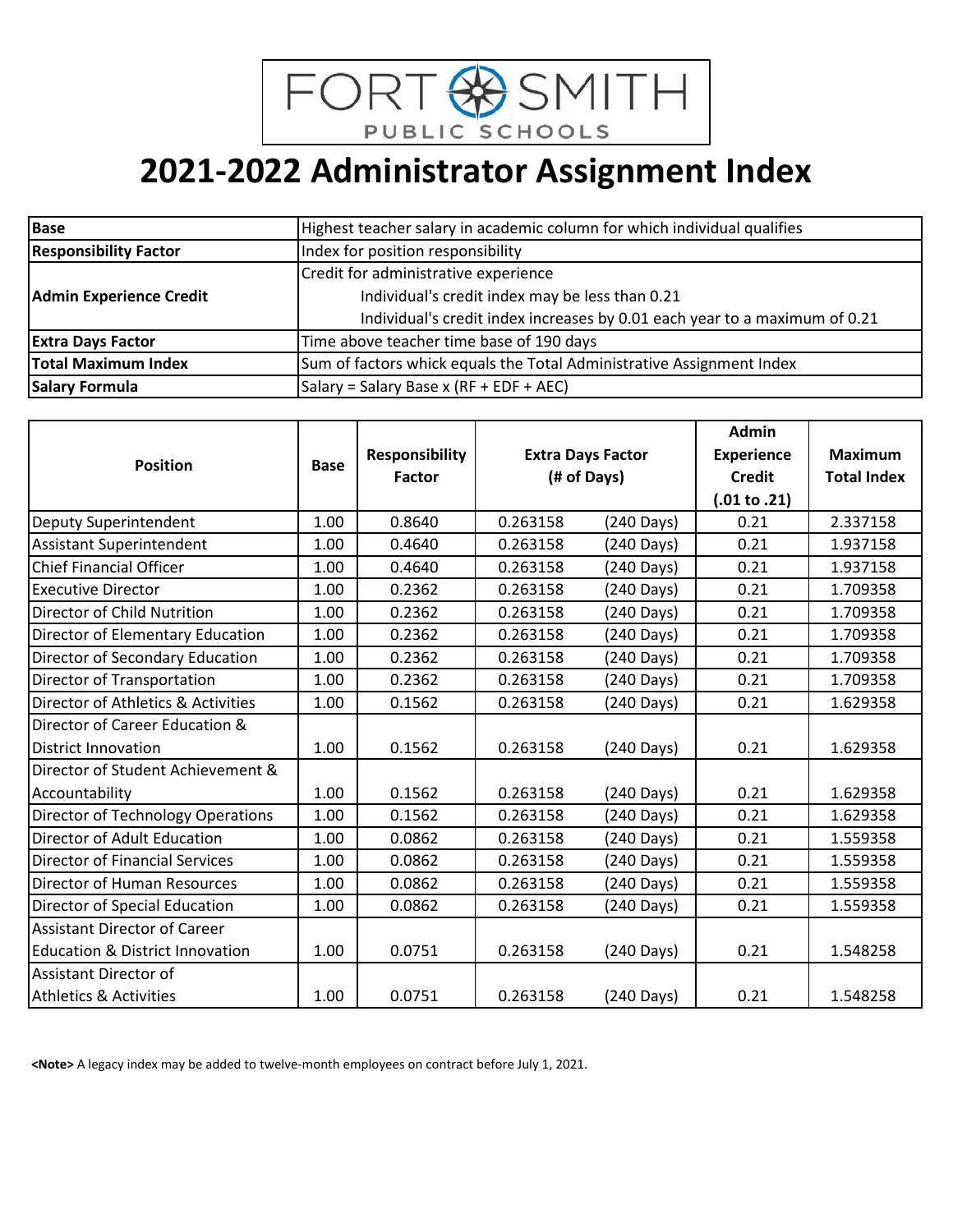FORT SMITH PUBLIC SCHOOLS

# 2021-2022 Administrator Assignment Index

| | |
|---|---|
| **Base** | Highest teacher salary in academic column for which individual qualifies |
| **Responsibility Factor** | Index for position responsibility |
| **Admin Experience Credit** | Credit for administrative experience<br>Individual's credit index may be less than 0.21<br>Individual's credit index increases by 0.01 each year to a maximum of 0.21 |
| **Extra Days Factor** | Time above teacher time base of 190 days |
| **Total Maximum Index** | Sum of factors whick equals the Total Administrative Assignment Index |
| **Salary Formula** | Salary = Salary Base x (RF + EDF + AEC) |

| Position | Base | Responsibility Factor | Extra Days Factor (# of Days) | | Admin Experience Credit (.01 to .21) | Maximum Total Index |
|---|---|---|---|---|---|---|
| Deputy Superintendent | 1.00 | 0.8640 | 0.263158 | (240 Days) | 0.21 | 2.337158 |
| Assistant Superintendent | 1.00 | 0.4640 | 0.263158 | (240 Days) | 0.21 | 1.937158 |
| Chief Financial Officer | 1.00 | 0.4640 | 0.263158 | (240 Days) | 0.21 | 1.937158 |
| Executive Director | 1.00 | 0.2362 | 0.263158 | (240 Days) | 0.21 | 1.709358 |
| Director of Child Nutrition | 1.00 | 0.2362 | 0.263158 | (240 Days) | 0.21 | 1.709358 |
| Director of Elementary Education | 1.00 | 0.2362 | 0.263158 | (240 Days) | 0.21 | 1.709358 |
| Director of Secondary Education | 1.00 | 0.2362 | 0.263158 | (240 Days) | 0.21 | 1.709358 |
| Director of Transportation | 1.00 | 0.2362 | 0.263158 | (240 Days) | 0.21 | 1.709358 |
| Director of Athletics & Activities | 1.00 | 0.1562 | 0.263158 | (240 Days) | 0.21 | 1.629358 |
| Director of Career Education & District Innovation | 1.00 | 0.1562 | 0.263158 | (240 Days) | 0.21 | 1.629358 |
| Director of Student Achievement & Accountability | 1.00 | 0.1562 | 0.263158 | (240 Days) | 0.21 | 1.629358 |
| Director of Technology Operations | 1.00 | 0.1562 | 0.263158 | (240 Days) | 0.21 | 1.629358 |
| Director of Adult Education | 1.00 | 0.0862 | 0.263158 | (240 Days) | 0.21 | 1.559358 |
| Director of Financial Services | 1.00 | 0.0862 | 0.263158 | (240 Days) | 0.21 | 1.559358 |
| Director of Human Resources | 1.00 | 0.0862 | 0.263158 | (240 Days) | 0.21 | 1.559358 |
| Director of Special Education | 1.00 | 0.0862 | 0.263158 | (240 Days) | 0.21 | 1.559358 |
| Assistant Director of Career Education & District Innovation | 1.00 | 0.0751 | 0.263158 | (240 Days) | 0.21 | 1.548258 |
| Assistant Director of Athletics & Activities | 1.00 | 0.0751 | 0.263158 | (240 Days) | 0.21 | 1.548258 |

**<Note>** A legacy index may be added to twelve-month employees on contract before July 1, 2021.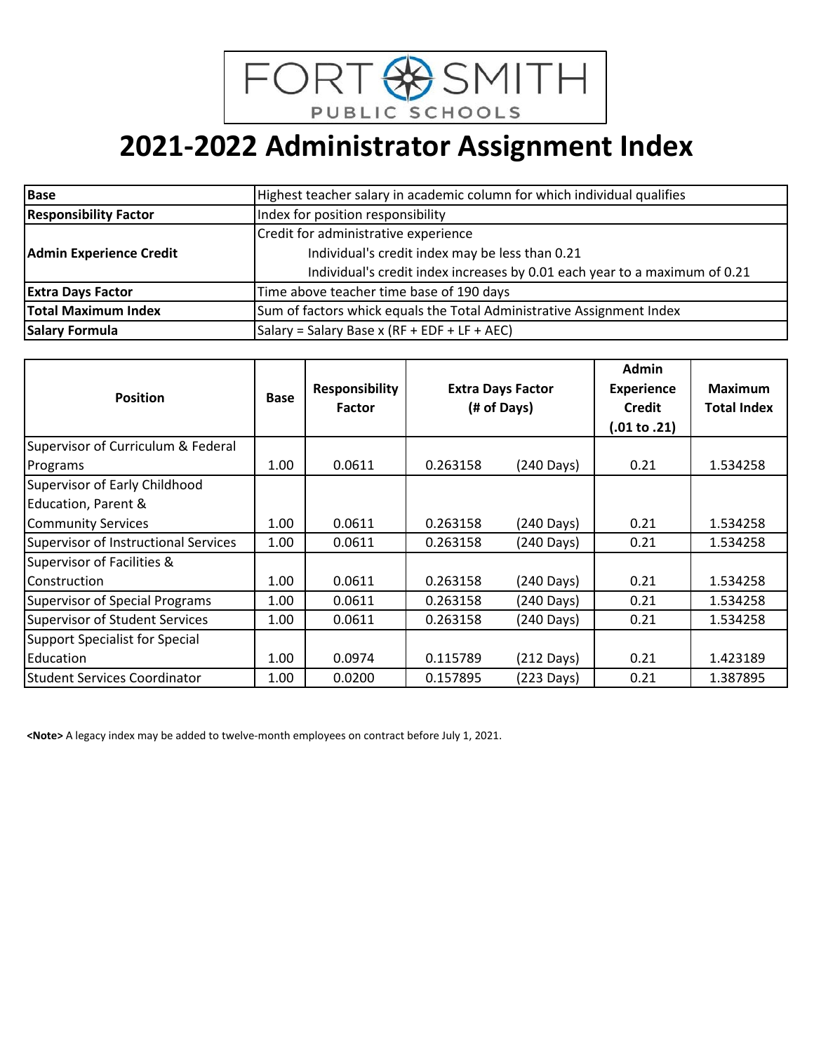FORT SMITH PUBLIC SCHOOLS

# 2021-2022 Administrator Assignment Index

| | |
|---|---|
| **Base** | Highest teacher salary in academic column for which individual qualifies |
| **Responsibility Factor** | Index for position responsibility |
| **Admin Experience Credit** | Credit for administrative experience<br>Individual's credit index may be less than 0.21<br>Individual's credit index increases by 0.01 each year to a maximum of 0.21 |
| **Extra Days Factor** | Time above teacher time base of 190 days |
| **Total Maximum Index** | Sum of factors whick equals the Total Administrative Assignment Index |
| **Salary Formula** | Salary = Salary Base x (RF + EDF + LF + AEC) |

| Position | Base | Responsibility Factor | Extra Days Factor (# of Days) | | Admin Experience Credit (.01 to .21) | Maximum Total Index |
|---|---|---|---|---|---|---|
| Supervisor of Curriculum & Federal Programs | 1.00 | 0.0611 | 0.263158 | (240 Days) | 0.21 | 1.534258 |
| Supervisor of Early Childhood Education, Parent & Community Services | 1.00 | 0.0611 | 0.263158 | (240 Days) | 0.21 | 1.534258 |
| Supervisor of Instructional Services | 1.00 | 0.0611 | 0.263158 | (240 Days) | 0.21 | 1.534258 |
| Supervisor of Facilities & Construction | 1.00 | 0.0611 | 0.263158 | (240 Days) | 0.21 | 1.534258 |
| Supervisor of Special Programs | 1.00 | 0.0611 | 0.263158 | (240 Days) | 0.21 | 1.534258 |
| Supervisor of Student Services | 1.00 | 0.0611 | 0.263158 | (240 Days) | 0.21 | 1.534258 |
| Support Specialist for Special Education | 1.00 | 0.0974 | 0.115789 | (212 Days) | 0.21 | 1.423189 |
| Student Services Coordinator | 1.00 | 0.0200 | 0.157895 | (223 Days) | 0.21 | 1.387895 |

**<Note>** A legacy index may be added to twelve-month employees on contract before July 1, 2021.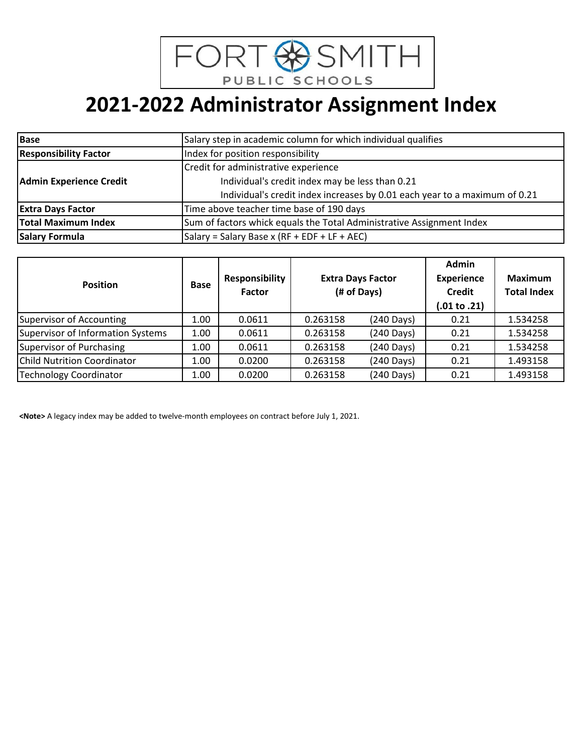FORT SMITH PUBLIC SCHOOLS

# 2021-2022 Administrator Assignment Index

| | |
|---|---|
| **Base** | Salary step in academic column for which individual qualifies |
| **Responsibility Factor** | Index for position responsibility |
| **Admin Experience Credit** | Credit for administrative experience<br>Individual's credit index may be less than 0.21<br>Individual's credit index increases by 0.01 each year to a maximum of 0.21 |
| **Extra Days Factor** | Time above teacher time base of 190 days |
| **Total Maximum Index** | Sum of factors whick equals the Total Administrative Assignment Index |
| **Salary Formula** | Salary = Salary Base x (RF + EDF + LF + AEC) |

| Position | Base | Responsibility Factor | Extra Days Factor (# of Days) | | Admin Experience Credit (.01 to .21) | Maximum Total Index |
|---|---|---|---|---|---|---|
| Supervisor of Accounting | 1.00 | 0.0611 | 0.263158 | (240 Days) | 0.21 | 1.534258 |
| Supervisor of Information Systems | 1.00 | 0.0611 | 0.263158 | (240 Days) | 0.21 | 1.534258 |
| Supervisor of Purchasing | 1.00 | 0.0611 | 0.263158 | (240 Days) | 0.21 | 1.534258 |
| Child Nutrition Coordinator | 1.00 | 0.0200 | 0.263158 | (240 Days) | 0.21 | 1.493158 |
| Technology Coordinator | 1.00 | 0.0200 | 0.263158 | (240 Days) | 0.21 | 1.493158 |

**<Note>** A legacy index may be added to twelve-month employees on contract before July 1, 2021.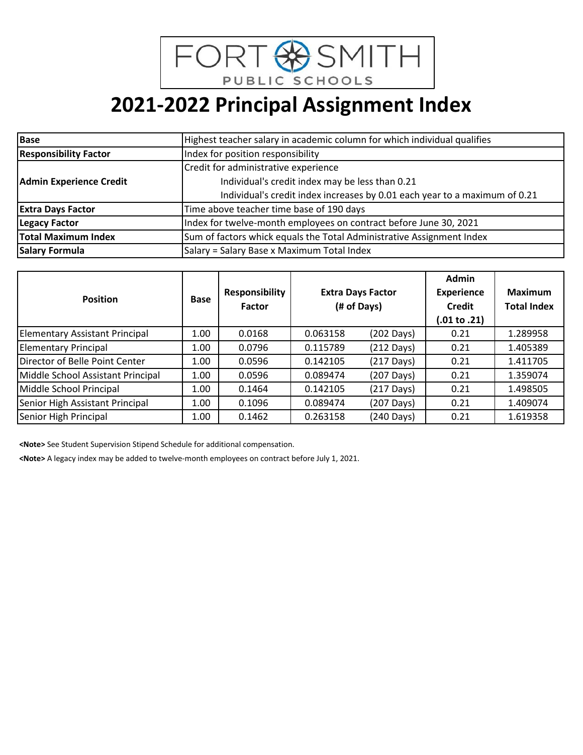FORT SMITH
PUBLIC SCHOOLS

# 2021-2022 Principal Assignment Index

| | |
|---|---|
| **Base** | Highest teacher salary in academic column for which individual qualifies |
| **Responsibility Factor** | Index for position responsibility |
| **Admin Experience Credit** | Credit for administrative experience<br>Individual's credit index may be less than 0.21<br>Individual's credit index increases by 0.01 each year to a maximum of 0.21 |
| **Extra Days Factor** | Time above teacher time base of 190 days |
| **Legacy Factor** | Index for twelve-month employees on contract before June 30, 2021 |
| **Total Maximum Index** | Sum of factors whick equals the Total Administrative Assignment Index |
| **Salary Formula** | Salary = Salary Base x Maximum Total Index |

| Position | Base | Responsibility Factor | Extra Days Factor (# of Days) | | Admin Experience Credit (.01 to .21) | Maximum Total Index |
|---|---|---|---|---|---|---|
| Elementary Assistant Principal | 1.00 | 0.0168 | 0.063158 | (202 Days) | 0.21 | 1.289958 |
| Elementary Principal | 1.00 | 0.0796 | 0.115789 | (212 Days) | 0.21 | 1.405389 |
| Director of Belle Point Center | 1.00 | 0.0596 | 0.142105 | (217 Days) | 0.21 | 1.411705 |
| Middle School Assistant Principal | 1.00 | 0.0596 | 0.089474 | (207 Days) | 0.21 | 1.359074 |
| Middle School Principal | 1.00 | 0.1464 | 0.142105 | (217 Days) | 0.21 | 1.498505 |
| Senior High Assistant Principal | 1.00 | 0.1096 | 0.089474 | (207 Days) | 0.21 | 1.409074 |
| Senior High Principal | 1.00 | 0.1462 | 0.263158 | (240 Days) | 0.21 | 1.619358 |

**<Note>** See Student Supervision Stipend Schedule for additional compensation.

**<Note>** A legacy index may be added to twelve-month employees on contract before July 1, 2021.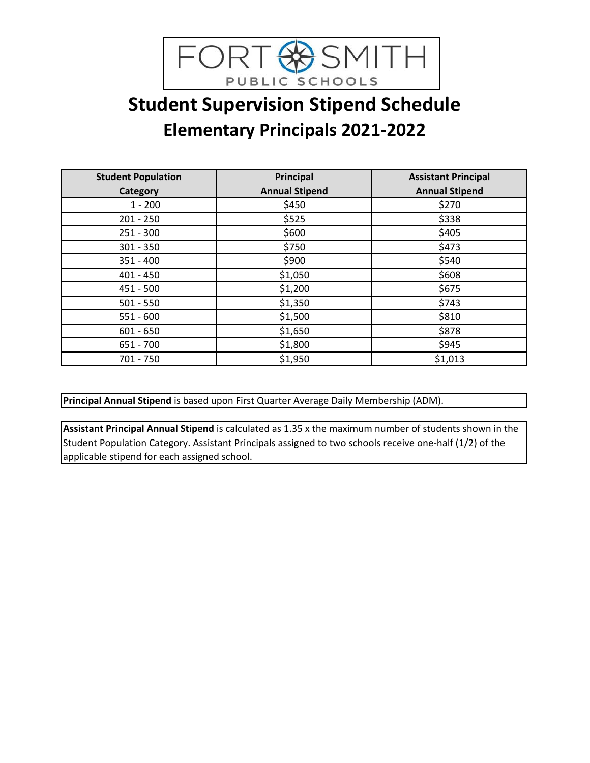FORT SMITH PUBLIC SCHOOLS

# Student Supervision Stipend Schedule
## Elementary Principals 2021-2022

| Student Population Category | Principal Annual Stipend | Assistant Principal Annual Stipend |
|---|---|---|
| 1 - 200 | $450 | $270 |
| 201 - 250 | $525 | $338 |
| 251 - 300 | $600 | $405 |
| 301 - 350 | $750 | $473 |
| 351 - 400 | $900 | $540 |
| 401 - 450 | $1,050 | $608 |
| 451 - 500 | $1,200 | $675 |
| 501 - 550 | $1,350 | $743 |
| 551 - 600 | $1,500 | $810 |
| 601 - 650 | $1,650 | $878 |
| 651 - 700 | $1,800 | $945 |
| 701 - 750 | $1,950 | $1,013 |

**Principal Annual Stipend** is based upon First Quarter Average Daily Membership (ADM).

**Assistant Principal Annual Stipend** is calculated as 1.35 x the maximum number of students shown in the Student Population Category. Assistant Principals assigned to two schools receive one-half (1/2) of the applicable stipend for each assigned school.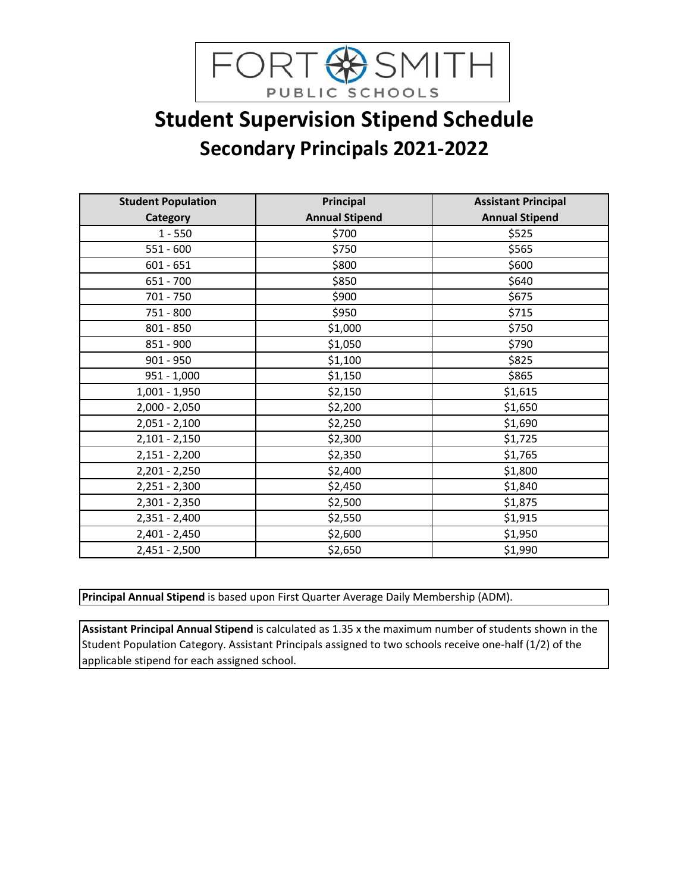FORT SMITH PUBLIC SCHOOLS

# Student Supervision Stipend Schedule

## Secondary Principals 2021-2022

| Student Population Category | Principal Annual Stipend | Assistant Principal Annual Stipend |
|---|---|---|
| 1 - 550 | $700 | $525 |
| 551 - 600 | $750 | $565 |
| 601 - 651 | $800 | $600 |
| 651 - 700 | $850 | $640 |
| 701 - 750 | $900 | $675 |
| 751 - 800 | $950 | $715 |
| 801 - 850 | $1,000 | $750 |
| 851 - 900 | $1,050 | $790 |
| 901 - 950 | $1,100 | $825 |
| 951 - 1,000 | $1,150 | $865 |
| 1,001 - 1,950 | $2,150 | $1,615 |
| 2,000 - 2,050 | $2,200 | $1,650 |
| 2,051 - 2,100 | $2,250 | $1,690 |
| 2,101 - 2,150 | $2,300 | $1,725 |
| 2,151 - 2,200 | $2,350 | $1,765 |
| 2,201 - 2,250 | $2,400 | $1,800 |
| 2,251 - 2,300 | $2,450 | $1,840 |
| 2,301 - 2,350 | $2,500 | $1,875 |
| 2,351 - 2,400 | $2,550 | $1,915 |
| 2,401 - 2,450 | $2,600 | $1,950 |
| 2,451 - 2,500 | $2,650 | $1,990 |

**Principal Annual Stipend** is based upon First Quarter Average Daily Membership (ADM).

**Assistant Principal Annual Stipend** is calculated as 1.35 x the maximum number of students shown in the Student Population Category. Assistant Principals assigned to two schools receive one-half (1/2) of the applicable stipend for each assigned school.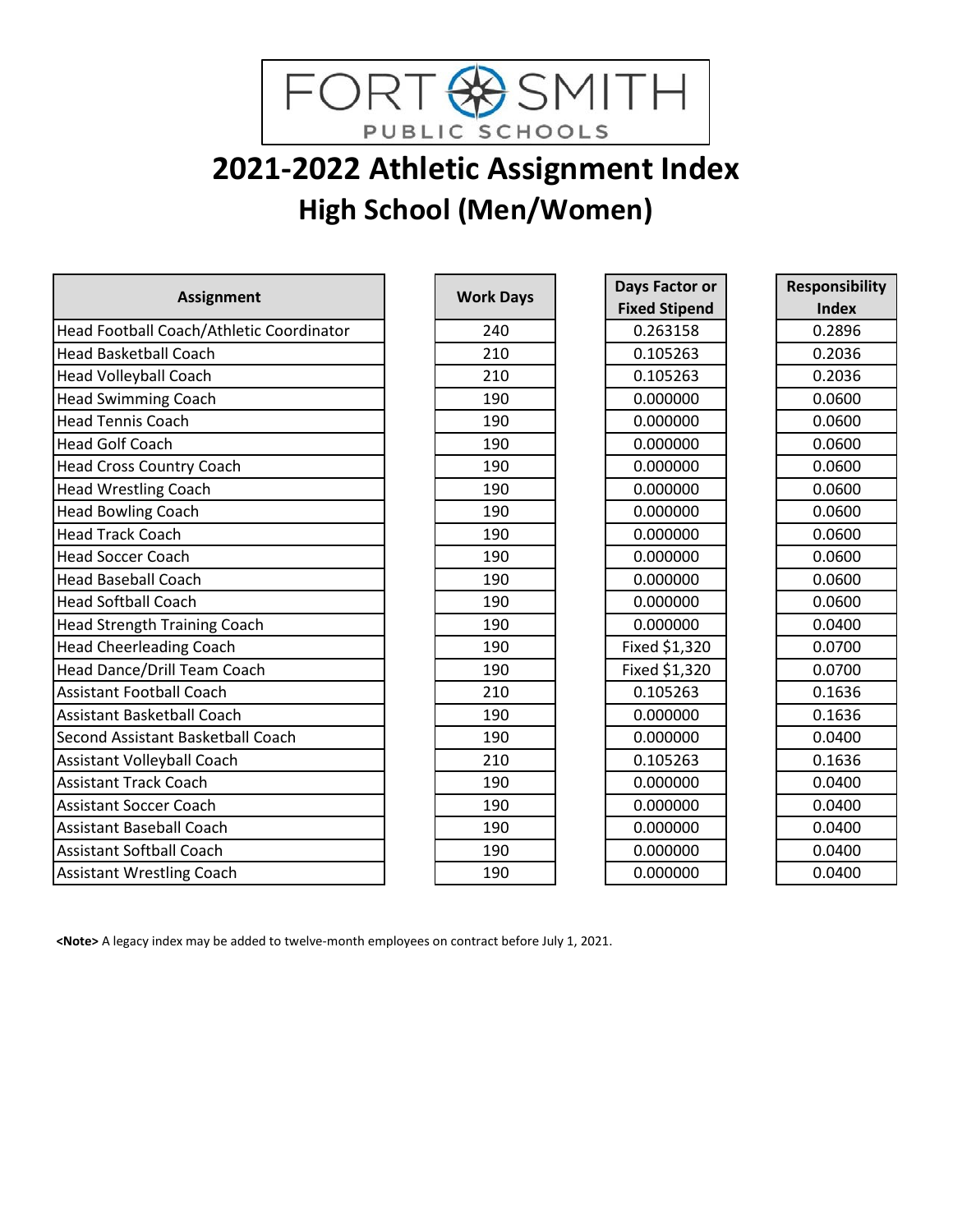FORT SMITH PUBLIC SCHOOLS

# 2021-2022 Athletic Assignment Index

## High School (Men/Women)

| Assignment | Work Days | Days Factor or Fixed Stipend | Responsibility Index |
|---|---|---|---|
| Head Football Coach/Athletic Coordinator | 240 | 0.263158 | 0.2896 |
| Head Basketball Coach | 210 | 0.105263 | 0.2036 |
| Head Volleyball Coach | 210 | 0.105263 | 0.2036 |
| Head Swimming Coach | 190 | 0.000000 | 0.0600 |
| Head Tennis Coach | 190 | 0.000000 | 0.0600 |
| Head Golf Coach | 190 | 0.000000 | 0.0600 |
| Head Cross Country Coach | 190 | 0.000000 | 0.0600 |
| Head Wrestling Coach | 190 | 0.000000 | 0.0600 |
| Head Bowling Coach | 190 | 0.000000 | 0.0600 |
| Head Track Coach | 190 | 0.000000 | 0.0600 |
| Head Soccer Coach | 190 | 0.000000 | 0.0600 |
| Head Baseball Coach | 190 | 0.000000 | 0.0600 |
| Head Softball Coach | 190 | 0.000000 | 0.0600 |
| Head Strength Training Coach | 190 | 0.000000 | 0.0400 |
| Head Cheerleading Coach | 190 | Fixed $1,320 | 0.0700 |
| Head Dance/Drill Team Coach | 190 | Fixed $1,320 | 0.0700 |
| Assistant Football Coach | 210 | 0.105263 | 0.1636 |
| Assistant Basketball Coach | 190 | 0.000000 | 0.1636 |
| Second Assistant Basketball Coach | 190 | 0.000000 | 0.0400 |
| Assistant Volleyball Coach | 210 | 0.105263 | 0.1636 |
| Assistant Track Coach | 190 | 0.000000 | 0.0400 |
| Assistant Soccer Coach | 190 | 0.000000 | 0.0400 |
| Assistant Baseball Coach | 190 | 0.000000 | 0.0400 |
| Assistant Softball Coach | 190 | 0.000000 | 0.0400 |
| Assistant Wrestling Coach | 190 | 0.000000 | 0.0400 |

**<Note>** A legacy index may be added to twelve-month employees on contract before July 1, 2021.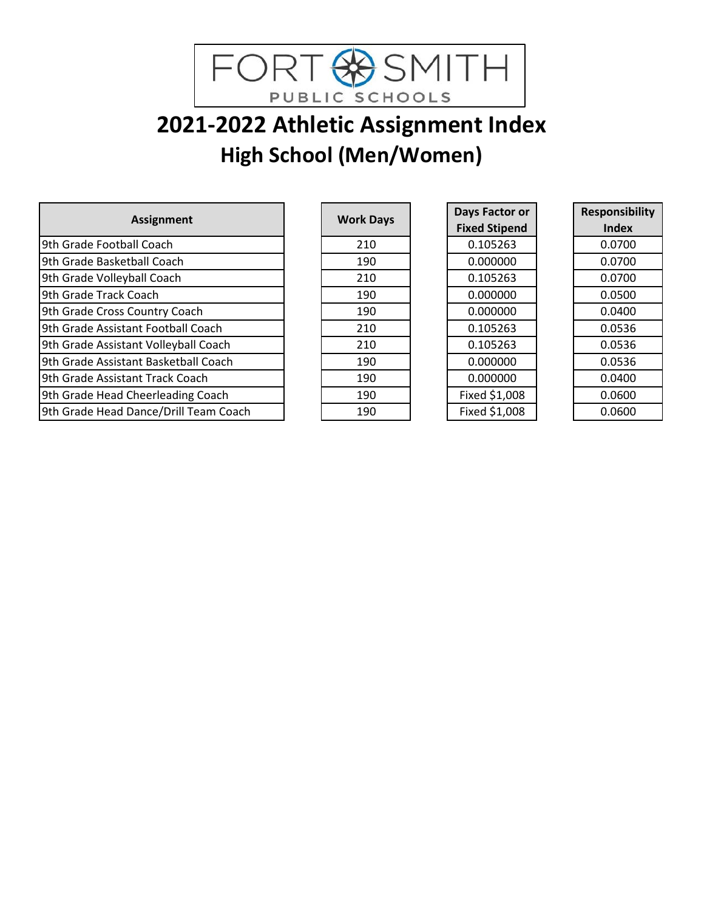FORT SMITH PUBLIC SCHOOLS

# 2021-2022 Athletic Assignment Index

## High School (Men/Women)

| Assignment | Work Days | Days Factor or Fixed Stipend | Responsibility Index |
|---|---|---|---|
| 9th Grade Football Coach | 210 | 0.105263 | 0.0700 |
| 9th Grade Basketball Coach | 190 | 0.000000 | 0.0700 |
| 9th Grade Volleyball Coach | 210 | 0.105263 | 0.0700 |
| 9th Grade Track Coach | 190 | 0.000000 | 0.0500 |
| 9th Grade Cross Country Coach | 190 | 0.000000 | 0.0400 |
| 9th Grade Assistant Football Coach | 210 | 0.105263 | 0.0536 |
| 9th Grade Assistant Volleyball Coach | 210 | 0.105263 | 0.0536 |
| 9th Grade Assistant Basketball Coach | 190 | 0.000000 | 0.0536 |
| 9th Grade Assistant Track Coach | 190 | 0.000000 | 0.0400 |
| 9th Grade Head Cheerleading Coach | 190 | Fixed $1,008 | 0.0600 |
| 9th Grade Head Dance/Drill Team Coach | 190 | Fixed $1,008 | 0.0600 |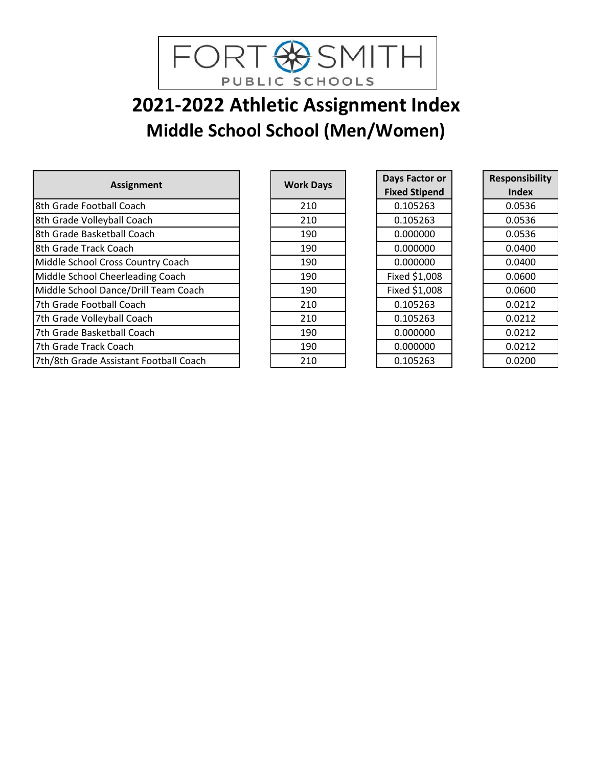FORT SMITH PUBLIC SCHOOLS

# 2021-2022 Athletic Assignment Index

## Middle School School (Men/Women)

| Assignment | Work Days | Days Factor or Fixed Stipend | Responsibility Index |
|---|---|---|---|
| 8th Grade Football Coach | 210 | 0.105263 | 0.0536 |
| 8th Grade Volleyball Coach | 210 | 0.105263 | 0.0536 |
| 8th Grade Basketball Coach | 190 | 0.000000 | 0.0536 |
| 8th Grade Track Coach | 190 | 0.000000 | 0.0400 |
| Middle School Cross Country Coach | 190 | 0.000000 | 0.0400 |
| Middle School Cheerleading Coach | 190 | Fixed $1,008 | 0.0600 |
| Middle School Dance/Drill Team Coach | 190 | Fixed $1,008 | 0.0600 |
| 7th Grade Football Coach | 210 | 0.105263 | 0.0212 |
| 7th Grade Volleyball Coach | 210 | 0.105263 | 0.0212 |
| 7th Grade Basketball Coach | 190 | 0.000000 | 0.0212 |
| 7th Grade Track Coach | 190 | 0.000000 | 0.0212 |
| 7th/8th Grade Assistant Football Coach | 210 | 0.105263 | 0.0200 |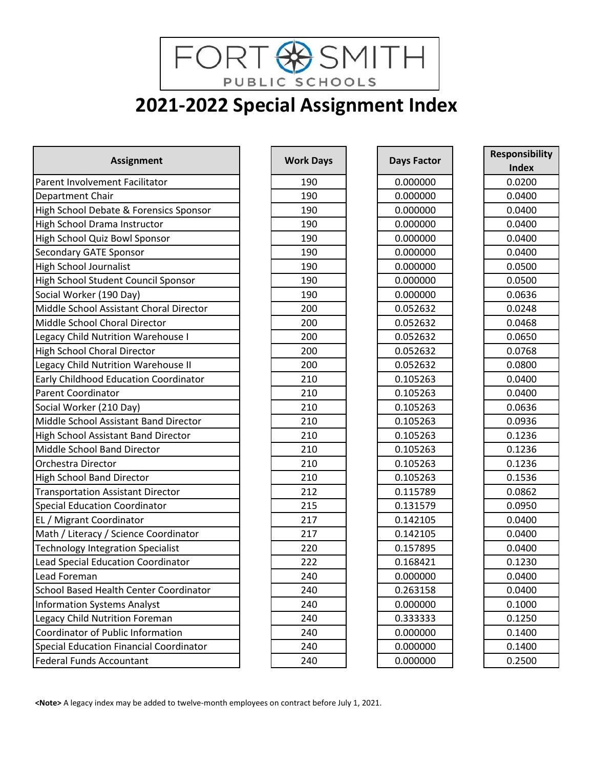FORT SMITH PUBLIC SCHOOLS

# 2021-2022 Special Assignment Index

| Assignment | Work Days | Days Factor | Responsibility Index |
|---|---|---|---|
| Parent Involvement Facilitator | 190 | 0.000000 | 0.0200 |
| Department Chair | 190 | 0.000000 | 0.0400 |
| High School Debate & Forensics Sponsor | 190 | 0.000000 | 0.0400 |
| High School Drama Instructor | 190 | 0.000000 | 0.0400 |
| High School Quiz Bowl Sponsor | 190 | 0.000000 | 0.0400 |
| Secondary GATE Sponsor | 190 | 0.000000 | 0.0400 |
| High School Journalist | 190 | 0.000000 | 0.0500 |
| High School Student Council Sponsor | 190 | 0.000000 | 0.0500 |
| Social Worker (190 Day) | 190 | 0.000000 | 0.0636 |
| Middle School Assistant Choral Director | 200 | 0.052632 | 0.0248 |
| Middle School Choral Director | 200 | 0.052632 | 0.0468 |
| Legacy Child Nutrition Warehouse I | 200 | 0.052632 | 0.0650 |
| High School Choral Director | 200 | 0.052632 | 0.0768 |
| Legacy Child Nutrition Warehouse II | 200 | 0.052632 | 0.0800 |
| Early Childhood Education Coordinator | 210 | 0.105263 | 0.0400 |
| Parent Coordinator | 210 | 0.105263 | 0.0400 |
| Social Worker (210 Day) | 210 | 0.105263 | 0.0636 |
| Middle School Assistant Band Director | 210 | 0.105263 | 0.0936 |
| High School Assistant Band Director | 210 | 0.105263 | 0.1236 |
| Middle School Band Director | 210 | 0.105263 | 0.1236 |
| Orchestra Director | 210 | 0.105263 | 0.1236 |
| High School Band Director | 210 | 0.105263 | 0.1536 |
| Transportation Assistant Director | 212 | 0.115789 | 0.0862 |
| Special Education Coordinator | 215 | 0.131579 | 0.0950 |
| EL / Migrant Coordinator | 217 | 0.142105 | 0.0400 |
| Math / Literacy / Science Coordinator | 217 | 0.142105 | 0.0400 |
| Technology Integration Specialist | 220 | 0.157895 | 0.0400 |
| Lead Special Education Coordinator | 222 | 0.168421 | 0.1230 |
| Lead Foreman | 240 | 0.000000 | 0.0400 |
| School Based Health Center Coordinator | 240 | 0.263158 | 0.0400 |
| Information Systems Analyst | 240 | 0.000000 | 0.1000 |
| Legacy Child Nutrition Foreman | 240 | 0.333333 | 0.1250 |
| Coordinator of Public Information | 240 | 0.000000 | 0.1400 |
| Special Education Financial Coordinator | 240 | 0.000000 | 0.1400 |
| Federal Funds Accountant | 240 | 0.000000 | 0.2500 |

**<Note>** A legacy index may be added to twelve-month employees on contract before July 1, 2021.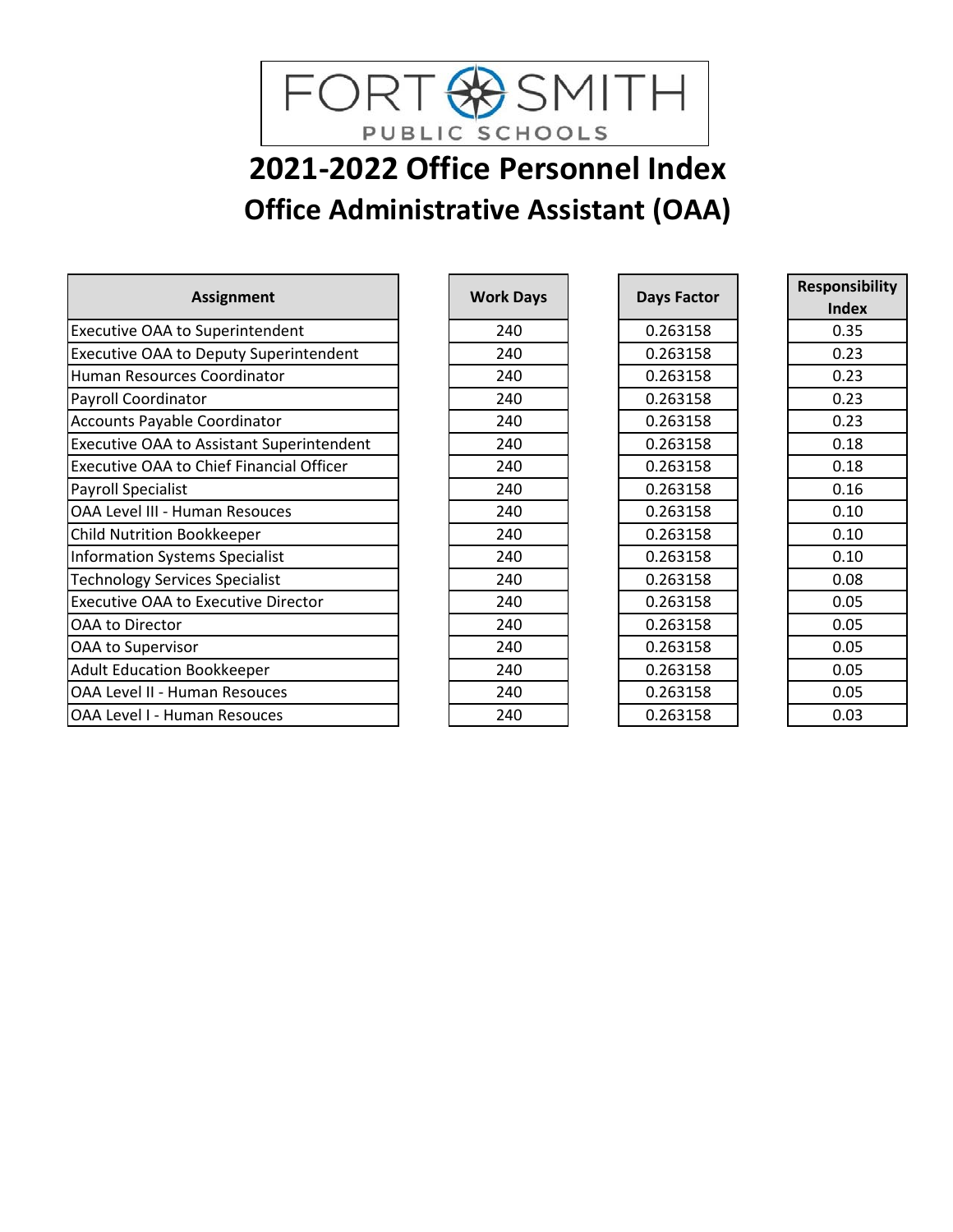FORT SMITH PUBLIC SCHOOLS

# 2021-2022 Office Personnel Index

## Office Administrative Assistant (OAA)

| Assignment | Work Days | Days Factor | Responsibility Index |
|---|---|---|---|
| Executive OAA to Superintendent | 240 | 0.263158 | 0.35 |
| Executive OAA to Deputy Superintendent | 240 | 0.263158 | 0.23 |
| Human Resources Coordinator | 240 | 0.263158 | 0.23 |
| Payroll Coordinator | 240 | 0.263158 | 0.23 |
| Accounts Payable Coordinator | 240 | 0.263158 | 0.23 |
| Executive OAA to Assistant Superintendent | 240 | 0.263158 | 0.18 |
| Executive OAA to Chief Financial Officer | 240 | 0.263158 | 0.18 |
| Payroll Specialist | 240 | 0.263158 | 0.16 |
| OAA Level III - Human Resouces | 240 | 0.263158 | 0.10 |
| Child Nutrition Bookkeeper | 240 | 0.263158 | 0.10 |
| Information Systems Specialist | 240 | 0.263158 | 0.10 |
| Technology Services Specialist | 240 | 0.263158 | 0.08 |
| Executive OAA to Executive Director | 240 | 0.263158 | 0.05 |
| OAA to Director | 240 | 0.263158 | 0.05 |
| OAA to Supervisor | 240 | 0.263158 | 0.05 |
| Adult Education Bookkeeper | 240 | 0.263158 | 0.05 |
| OAA Level II - Human Resouces | 240 | 0.263158 | 0.05 |
| OAA Level I - Human Resouces | 240 | 0.263158 | 0.03 |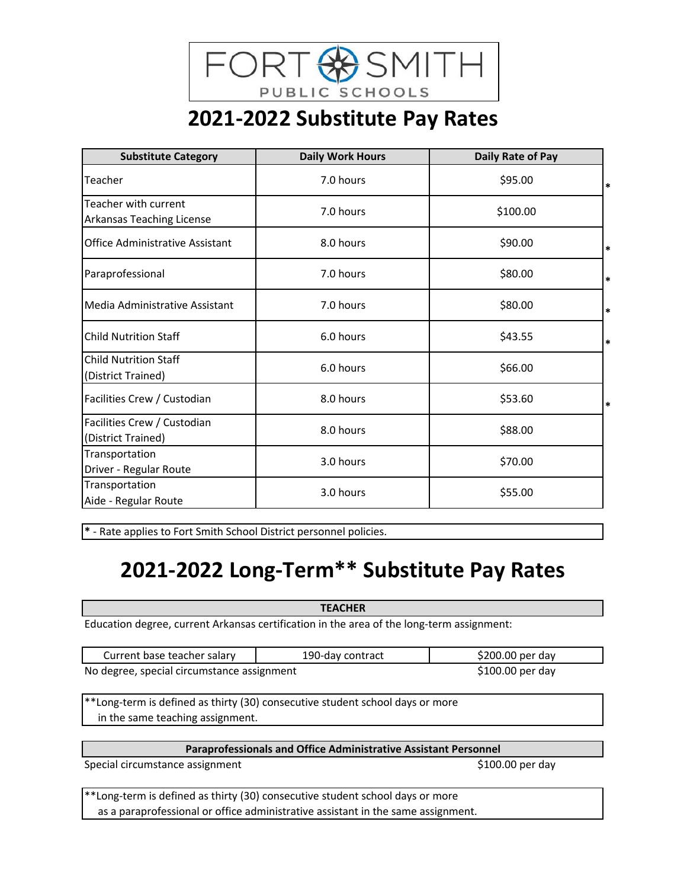FORT SMITH PUBLIC SCHOOLS

# 2021-2022 Substitute Pay Rates

| Substitute Category | Daily Work Hours | Daily Rate of Pay | |
|---|---|---|---|
| Teacher | 7.0 hours | $95.00 | * |
| Teacher with current Arkansas Teaching License | 7.0 hours | $100.00 | |
| Office Administrative Assistant | 8.0 hours | $90.00 | * |
| Paraprofessional | 7.0 hours | $80.00 | * |
| Media Administrative Assistant | 7.0 hours | $80.00 | * |
| Child Nutrition Staff | 6.0 hours | $43.55 | * |
| Child Nutrition Staff (District Trained) | 6.0 hours | $66.00 | |
| Facilities Crew / Custodian | 8.0 hours | $53.60 | * |
| Facilities Crew / Custodian (District Trained) | 8.0 hours | $88.00 | |
| Transportation Driver - Regular Route | 3.0 hours | $70.00 | |
| Transportation Aide - Regular Route | 3.0 hours | $55.00 | |

**\*** - Rate applies to Fort Smith School District personnel policies.

# 2021-2022 Long-Term** Substitute Pay Rates

**TEACHER**

Education degree, current Arkansas certification in the area of the long-term assignment:

| Current base teacher salary | 190-day contract | $200.00 per day |
|---|---|---|
| No degree, special circumstance assignment | | $100.00 per day |

**Long-term is defined as thirty (30) consecutive student school days or more in the same teaching assignment.

**Paraprofessionals and Office Administrative Assistant Personnel**

Special circumstance assignment — $100.00 per day

**Long-term is defined as thirty (30) consecutive student school days or more as a paraprofessional or office administrative assistant in the same assignment.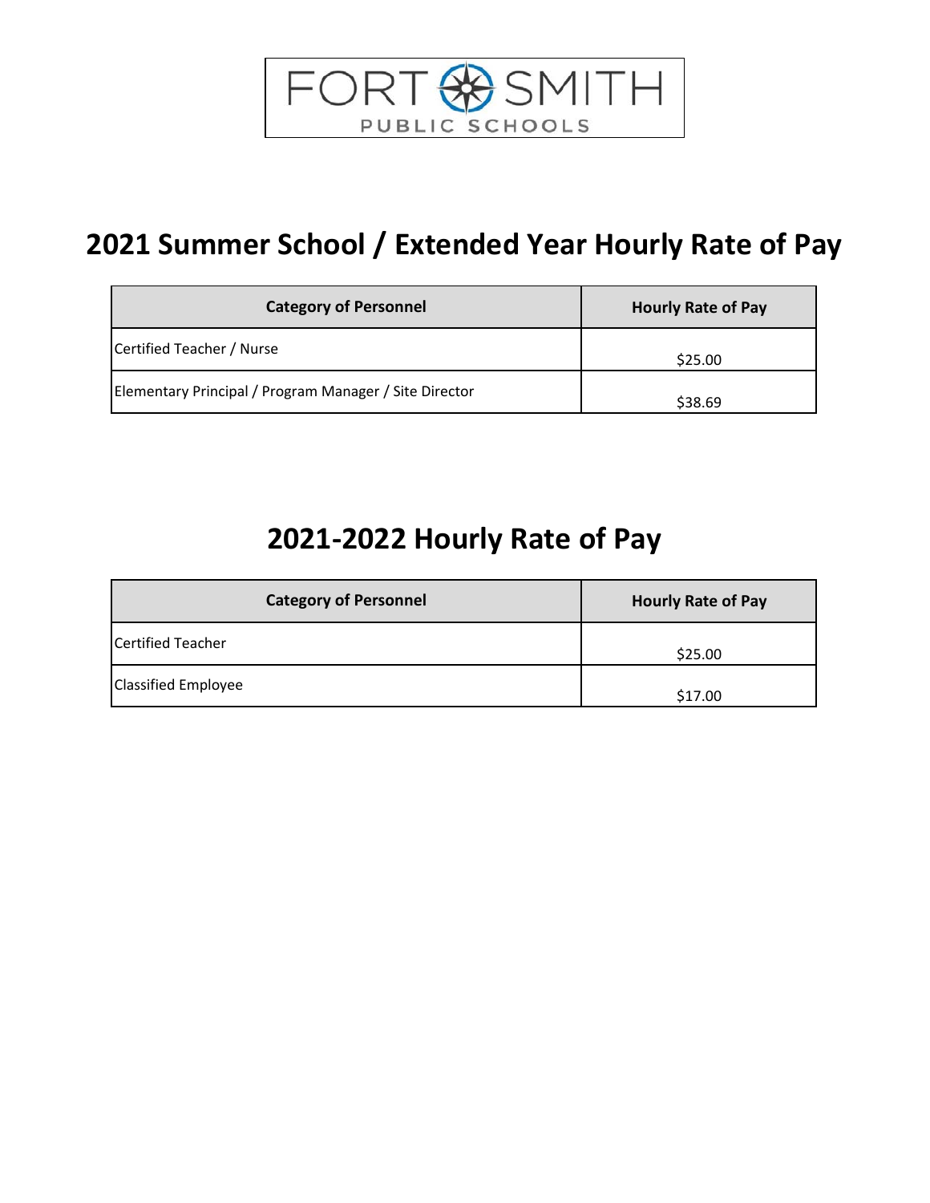FORT SMITH
PUBLIC SCHOOLS

# 2021 Summer School / Extended Year Hourly Rate of Pay

| Category of Personnel | Hourly Rate of Pay |
|---|---|
| Certified Teacher / Nurse | $25.00 |
| Elementary Principal / Program Manager / Site Director | $38.69 |

# 2021-2022 Hourly Rate of Pay

| Category of Personnel | Hourly Rate of Pay |
|---|---|
| Certified Teacher | $25.00 |
| Classified Employee | $17.00 |